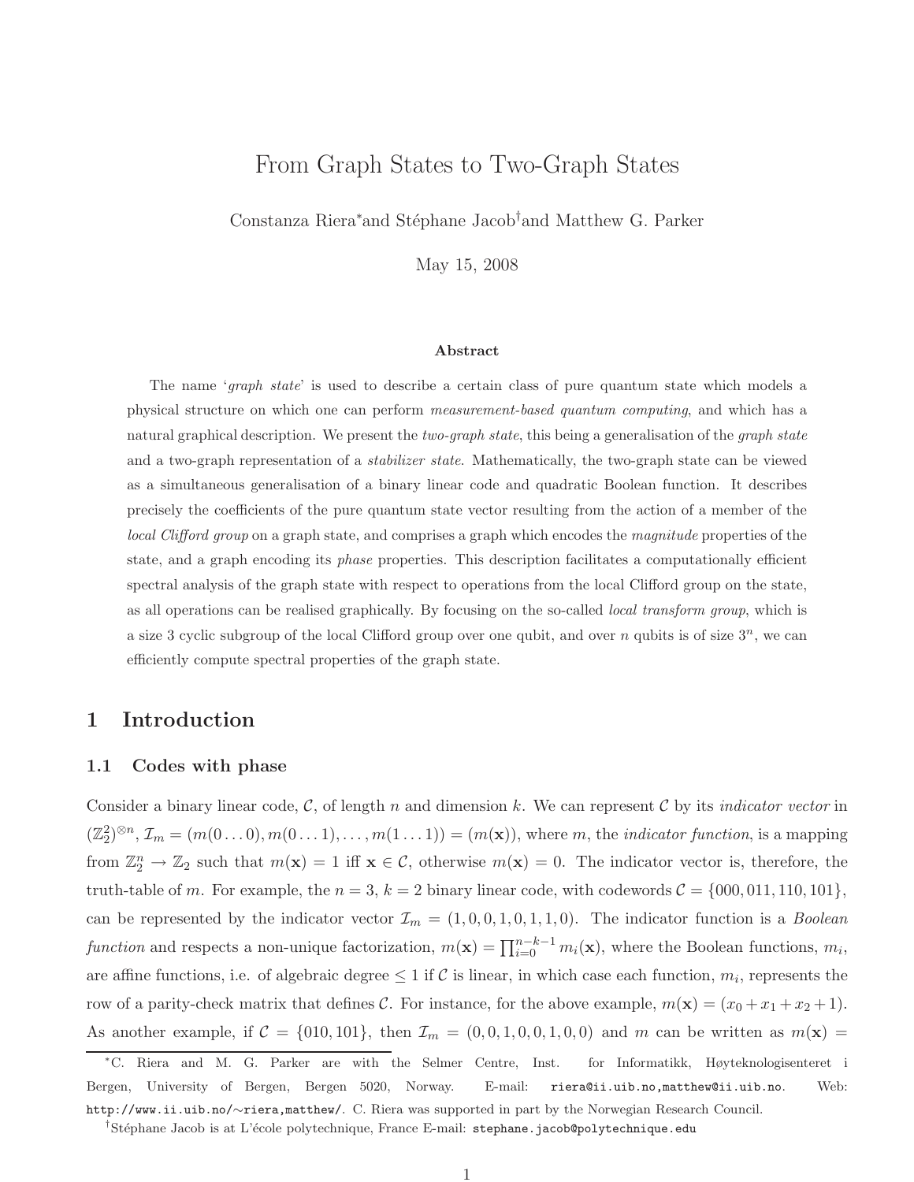# From Graph States to Two-Graph States

Constanza Riera* and Stéphane Jacob† and Matthew G. Parker

May 15, 2008

### Abstract

The name '*graph state*' is used to describe a certain class of pure quantum state which models a physical structure on which one can perform *measurement-based quantum computing*, and which has a natural graphical description. We present the *two-graph state*, this being a generalisation of the *graph state* and a two-graph representation of a *stabilizer state*. Mathematically, the two-graph state can be viewed as a simultaneous generalisation of a binary linear code and quadratic Boolean function. It describes precisely the coefficients of the pure quantum state vector resulting from the action of a member of the *local Clifford group* on a graph state, and comprises a graph which encodes the *magnitude* properties of the state, and a graph encoding its *phase* properties. This description facilitates a computationally efficient spectral analysis of the graph state with respect to operations from the local Clifford group on the state, as all operations can be realised graphically. By focusing on the so-called *local transform group*, which is a size 3 cyclic subgroup of the local Clifford group over one qubit, and over $n$ qubits is of size $3^n$, we can efficiently compute spectral properties of the graph state.

## 1 Introduction

### 1.1 Codes with phase

Consider a binary linear code, $\mathcal{C}$, of length $n$ and dimension $k$. We can represent $\mathcal{C}$ by its *indicator vector* in $(\mathbb{Z}_2^2)^{\otimes n}$, $\mathcal{I}_m = (m(0\ldots0), m(0\ldots1), \ldots, m(1\ldots1)) = (m(\mathbf{x}))$, where $m$, the *indicator function*, is a mapping from $\mathbb{Z}_2^n \to \mathbb{Z}_2$ such that $m(\mathbf{x}) = 1$ iff $\mathbf{x} \in \mathcal{C}$, otherwise $m(\mathbf{x}) = 0$. The indicator vector is, therefore, the truth-table of $m$. For example, the $n = 3$, $k = 2$ binary linear code, with codewords $\mathcal{C} = \{000, 011, 110, 101\}$, can be represented by the indicator vector $\mathcal{I}_m = (1, 0, 0, 1, 0, 1, 1, 0)$. The indicator function is a *Boolean function* and respects a non-unique factorization, $m(\mathbf{x}) = \prod_{i=0}^{n-k-1} m_i(\mathbf{x})$, where the Boolean functions, $m_i$, are affine functions, i.e. of algebraic degree $\leq 1$ if $\mathcal{C}$ is linear, in which case each function, $m_i$, represents the row of a parity-check matrix that defines $\mathcal{C}$. For instance, for the above example, $m(\mathbf{x}) = (x_0 + x_1 + x_2 + 1)$. As another example, if $\mathcal{C} = \{010, 101\}$, then $\mathcal{I}_m = (0, 0, 1, 0, 0, 1, 0, 0)$ and $m$ can be written as $m(\mathbf{x}) =$

---

*C. Riera and M. G. Parker are with the Selmer Centre, Inst. for Informatikk, Høyteknologisenteret i Bergen, University of Bergen, Bergen 5020, Norway. E-mail: riera@ii.uib.no,matthew@ii.uib.no. Web: http://www.ii.uib.no/∼riera,matthew/. C. Riera was supported in part by the Norwegian Research Council.

†Stéphane Jacob is at L'école polytechnique, France E-mail: stephane.jacob@polytechnique.edu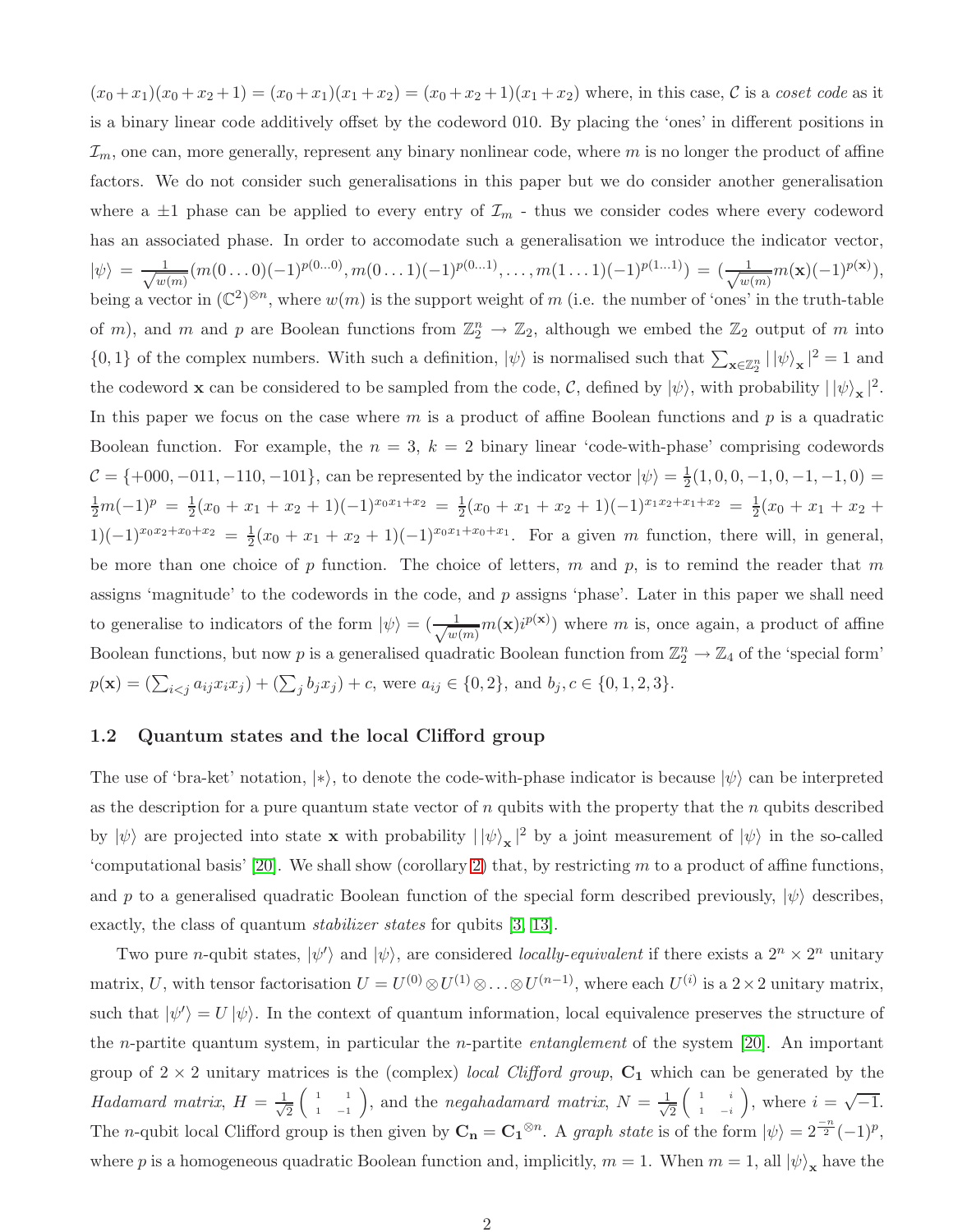$(x_0+x_1)(x_0+x_2+1) = (x_0+x_1)(x_1+x_2) = (x_0+x_2+1)(x_1+x_2)$ where, in this case, $\mathcal{C}$ is a *coset code* as it is a binary linear code additively offset by the codeword 010. By placing the 'ones' in different positions in $\mathcal{I}_m$, one can, more generally, represent any binary nonlinear code, where $m$ is no longer the product of affine factors. We do not consider such generalisations in this paper but we do consider another generalisation where a $\pm 1$ phase can be applied to every entry of $\mathcal{I}_m$ - thus we consider codes where every codeword has an associated phase. In order to accomodate such a generalisation we introduce the indicator vector, $|\psi\rangle = \frac{1}{\sqrt{w(m)}}(m(0\ldots0)(-1)^{p(0\ldots0)}, m(0\ldots1)(-1)^{p(0\ldots1)}, \ldots, m(1\ldots1)(-1)^{p(1\ldots1)}) = (\frac{1}{\sqrt{w(m)}}m(\mathbf{x})(-1)^{p(\mathbf{x})})$, being a vector in $(\mathbb{C}^2)^{\otimes n}$, where $w(m)$ is the support weight of $m$ (i.e. the number of 'ones' in the truth-table of $m$), and $m$ and $p$ are Boolean functions from $\mathbb{Z}_2^n \rightarrow \mathbb{Z}_2$, although we embed the $\mathbb{Z}_2$ output of $m$ into $\{0,1\}$ of the complex numbers. With such a definition, $|\psi\rangle$ is normalised such that $\sum_{\mathbf{x}\in\mathbb{Z}_2^n} |\,|\psi\rangle_{\mathbf{x}}\,|^2 = 1$ and the codeword $\mathbf{x}$ can be considered to be sampled from the code, $\mathcal{C}$, defined by $|\psi\rangle$, with probability $|\,|\psi\rangle_{\mathbf{x}}\,|^2$. In this paper we focus on the case where $m$ is a product of affine Boolean functions and $p$ is a quadratic Boolean function. For example, the $n=3$, $k=2$ binary linear 'code-with-phase' comprising codewords $\mathcal{C} = \{+000, -011, -110, -101\}$, can be represented by the indicator vector $|\psi\rangle = \frac{1}{2}(1,0,0,-1,0,-1,-1,0) = \frac{1}{2}m(-1)^p = \frac{1}{2}(x_0+x_1+x_2+1)(-1)^{x_0x_1+x_2} = \frac{1}{2}(x_0+x_1+x_2+1)(-1)^{x_1x_2+x_1+x_2} = \frac{1}{2}(x_0+x_1+x_2+1)(-1)^{x_0x_2+x_0+x_2} = \frac{1}{2}(x_0+x_1+x_2+1)(-1)^{x_0x_1+x_0+x_1}$. For a given $m$ function, there will, in general, be more than one choice of $p$ function. The choice of letters, $m$ and $p$, is to remind the reader that $m$ assigns 'magnitude' to the codewords in the code, and $p$ assigns 'phase'. Later in this paper we shall need to generalise to indicators of the form $|\psi\rangle = (\frac{1}{\sqrt{w(m)}}m(\mathbf{x})i^{p(\mathbf{x})})$ where $m$ is, once again, a product of affine Boolean functions, but now $p$ is a generalised quadratic Boolean function from $\mathbb{Z}_2^n \rightarrow \mathbb{Z}_4$ of the 'special form' $p(\mathbf{x}) = (\sum_{i<j} a_{ij}x_ix_j) + (\sum_j b_jx_j) + c$, were $a_{ij} \in \{0,2\}$, and $b_j, c \in \{0,1,2,3\}$.

### 1.2 Quantum states and the local Clifford group

The use of 'bra-ket' notation, $|*\rangle$, to denote the code-with-phase indicator is because $|\psi\rangle$ can be interpreted as the description for a pure quantum state vector of $n$ qubits with the property that the $n$ qubits described by $|\psi\rangle$ are projected into state $\mathbf{x}$ with probability $|\,|\psi\rangle_{\mathbf{x}}\,|^2$ by a joint measurement of $|\psi\rangle$ in the so-called 'computational basis' [20]. We shall show (corollary 2) that, by restricting $m$ to a product of affine functions, and $p$ to a generalised quadratic Boolean function of the special form described previously, $|\psi\rangle$ describes, exactly, the class of quantum *stabilizer states* for qubits [3, 13].

Two pure $n$-qubit states, $|\psi'\rangle$ and $|\psi\rangle$, are considered *locally-equivalent* if there exists a $2^n \times 2^n$ unitary matrix, $U$, with tensor factorisation $U = U^{(0)} \otimes U^{(1)} \otimes \ldots \otimes U^{(n-1)}$, where each $U^{(i)}$ is a $2\times 2$ unitary matrix, such that $|\psi'\rangle = U|\psi\rangle$. In the context of quantum information, local equivalence preserves the structure of the $n$-partite quantum system, in particular the $n$-partite *entanglement* of the system [20]. An important group of $2\times 2$ unitary matrices is the (complex) *local Clifford group*, $\mathbf{C_1}$ which can be generated by the *Hadamard matrix*, $H = \frac{1}{\sqrt{2}}\begin{pmatrix} 1 & 1 \\ 1 & -1 \end{pmatrix}$, and the *negahadamard matrix*, $N = \frac{1}{\sqrt{2}}\begin{pmatrix} 1 & i \\ 1 & -i \end{pmatrix}$, where $i = \sqrt{-1}$. The $n$-qubit local Clifford group is then given by $\mathbf{C_n} = \mathbf{C_1}^{\otimes n}$. A *graph state* is of the form $|\psi\rangle = 2^{\frac{-n}{2}}(-1)^p$, where $p$ is a homogeneous quadratic Boolean function and, implicitly, $m = 1$. When $m = 1$, all $|\psi\rangle_{\mathbf{x}}$ have the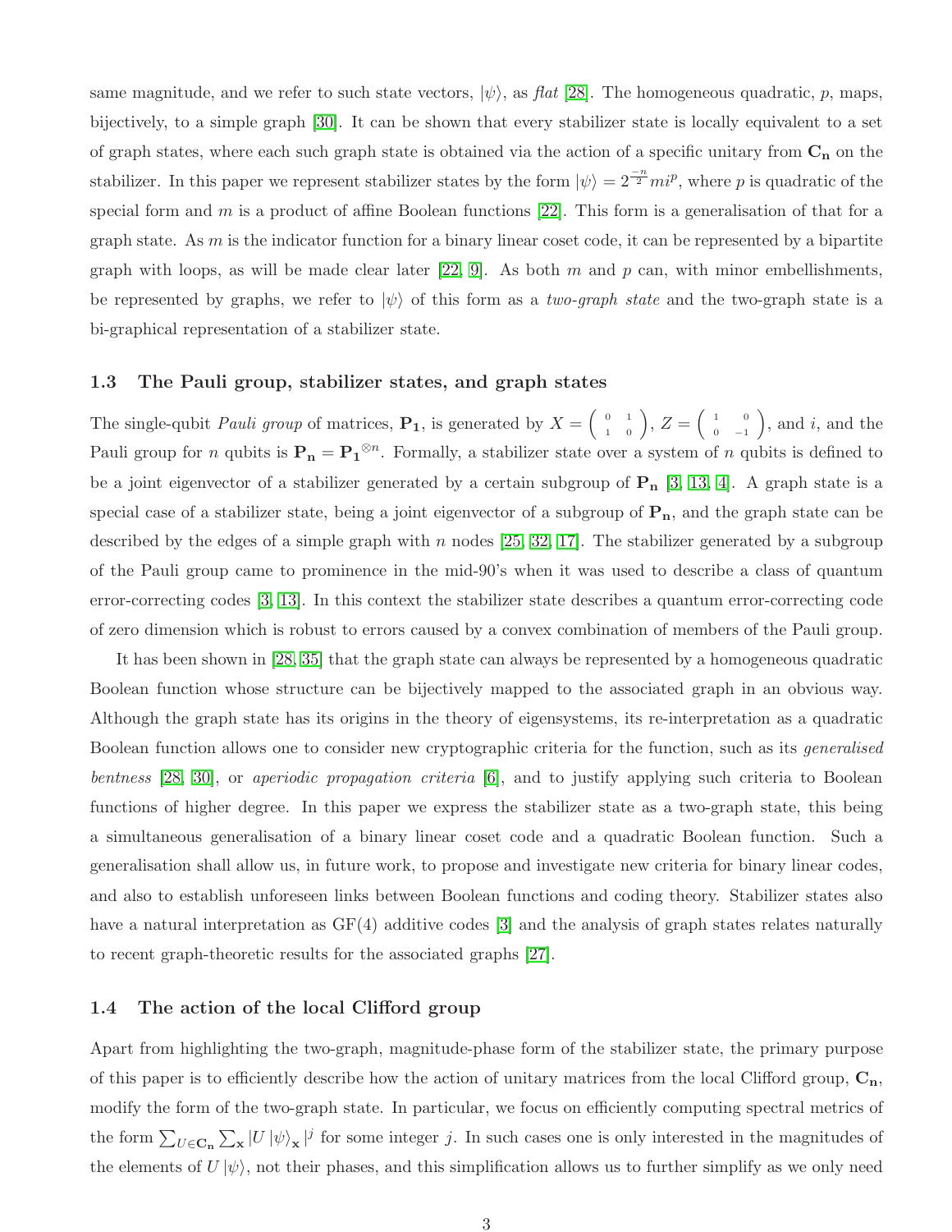same magnitude, and we refer to such state vectors, $|\psi\rangle$, as *flat* [28]. The homogeneous quadratic, $p$, maps, bijectively, to a simple graph [30]. It can be shown that every stabilizer state is locally equivalent to a set of graph states, where each such graph state is obtained via the action of a specific unitary from $\mathbf{C_n}$ on the stabilizer. In this paper we represent stabilizer states by the form $|\psi\rangle = 2^{\frac{-n}{2}} m i^p$, where $p$ is quadratic of the special form and $m$ is a product of affine Boolean functions [22]. This form is a generalisation of that for a graph state. As $m$ is the indicator function for a binary linear coset code, it can be represented by a bipartite graph with loops, as will be made clear later [22, 9]. As both $m$ and $p$ can, with minor embellishments, be represented by graphs, we refer to $|\psi\rangle$ of this form as a *two-graph state* and the two-graph state is a bi-graphical representation of a stabilizer state.

### 1.3 The Pauli group, stabilizer states, and graph states

The single-qubit *Pauli group* of matrices, $\mathbf{P_1}$, is generated by $X = \begin{pmatrix} 0 & 1 \\ 1 & 0 \end{pmatrix}$, $Z = \begin{pmatrix} 1 & 0 \\ 0 & -1 \end{pmatrix}$, and $i$, and the Pauli group for $n$ qubits is $\mathbf{P_n} = \mathbf{P_1}^{\otimes n}$. Formally, a stabilizer state over a system of $n$ qubits is defined to be a joint eigenvector of a stabilizer generated by a certain subgroup of $\mathbf{P_n}$ [3, 13, 4]. A graph state is a special case of a stabilizer state, being a joint eigenvector of a subgroup of $\mathbf{P_n}$, and the graph state can be described by the edges of a simple graph with $n$ nodes [25, 32, 17]. The stabilizer generated by a subgroup of the Pauli group came to prominence in the mid-90's when it was used to describe a class of quantum error-correcting codes [3, 13]. In this context the stabilizer state describes a quantum error-correcting code of zero dimension which is robust to errors caused by a convex combination of members of the Pauli group.

It has been shown in [28, 35] that the graph state can always be represented by a homogeneous quadratic Boolean function whose structure can be bijectively mapped to the associated graph in an obvious way. Although the graph state has its origins in the theory of eigensystems, its re-interpretation as a quadratic Boolean function allows one to consider new cryptographic criteria for the function, such as its *generalised bentness* [28, 30], or *aperiodic propagation criteria* [6], and to justify applying such criteria to Boolean functions of higher degree. In this paper we express the stabilizer state as a two-graph state, this being a simultaneous generalisation of a binary linear coset code and a quadratic Boolean function. Such a generalisation shall allow us, in future work, to propose and investigate new criteria for binary linear codes, and also to establish unforeseen links between Boolean functions and coding theory. Stabilizer states also have a natural interpretation as GF(4) additive codes [3] and the analysis of graph states relates naturally to recent graph-theoretic results for the associated graphs [27].

### 1.4 The action of the local Clifford group

Apart from highlighting the two-graph, magnitude-phase form of the stabilizer state, the primary purpose of this paper is to efficiently describe how the action of unitary matrices from the local Clifford group, $\mathbf{C_n}$, modify the form of the two-graph state. In particular, we focus on efficiently computing spectral metrics of the form $\sum_{U \in \mathbf{C_n}} \sum_{\mathbf{x}} |U\,|\psi\rangle_{\mathbf{x}}|^j$ for some integer $j$. In such cases one is only interested in the magnitudes of the elements of $U\,|\psi\rangle$, not their phases, and this simplification allows us to further simplify as we only need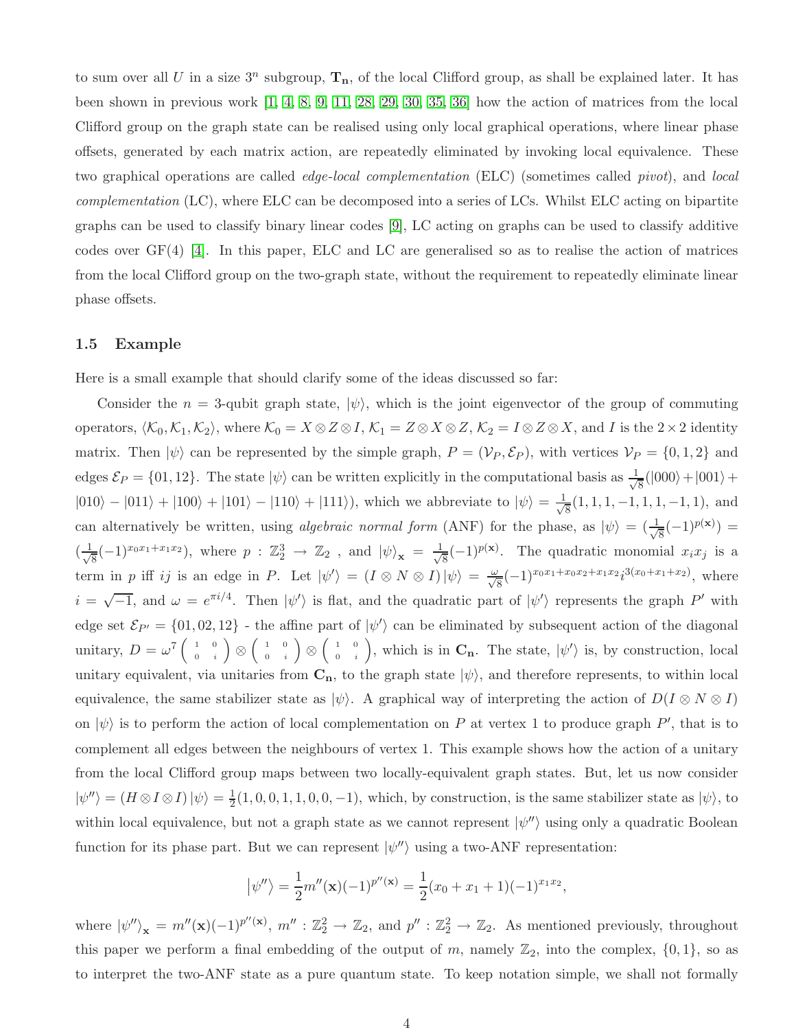to sum over all $U$ in a size $3^n$ subgroup, $\mathbf{T_n}$, of the local Clifford group, as shall be explained later. It has been shown in previous work [1, 4, 8, 9, 11, 28, 29, 30, 35, 36] how the action of matrices from the local Clifford group on the graph state can be realised using only local graphical operations, where linear phase offsets, generated by each matrix action, are repeatedly eliminated by invoking local equivalence. These two graphical operations are called *edge-local complementation* (ELC) (sometimes called *pivot*), and *local complementation* (LC), where ELC can be decomposed into a series of LCs. Whilst ELC acting on bipartite graphs can be used to classify binary linear codes [9], LC acting on graphs can be used to classify additive codes over GF(4) [4]. In this paper, ELC and LC are generalised so as to realise the action of matrices from the local Clifford group on the two-graph state, without the requirement to repeatedly eliminate linear phase offsets.

### 1.5 Example

Here is a small example that should clarify some of the ideas discussed so far:

Consider the $n = 3$-qubit graph state, $|\psi\rangle$, which is the joint eigenvector of the group of commuting operators, $\langle \mathcal{K}_0, \mathcal{K}_1, \mathcal{K}_2 \rangle$, where $\mathcal{K}_0 = X \otimes Z \otimes I$, $\mathcal{K}_1 = Z \otimes X \otimes Z$, $\mathcal{K}_2 = I \otimes Z \otimes X$, and $I$ is the $2 \times 2$ identity matrix. Then $|\psi\rangle$ can be represented by the simple graph, $P = (\mathcal{V}_P, \mathcal{E}_P)$, with vertices $\mathcal{V}_P = \{0, 1, 2\}$ and edges $\mathcal{E}_P = \{01, 12\}$. The state $|\psi\rangle$ can be written explicitly in the computational basis as $\frac{1}{\sqrt{8}}(|000\rangle + |001\rangle + |010\rangle - |011\rangle + |100\rangle + |101\rangle - |110\rangle + |111\rangle)$, which we abbreviate to $|\psi\rangle = \frac{1}{\sqrt{8}}(1, 1, 1, -1, 1, 1, -1, 1)$, and can alternatively be written, using *algebraic normal form* (ANF) for the phase, as $|\psi\rangle = (\frac{1}{\sqrt{8}}(-1)^{p(\mathbf{x})}) = (\frac{1}{\sqrt{8}}(-1)^{x_0x_1 + x_1x_2})$, where $p : \mathbb{Z}_2^3 \to \mathbb{Z}_2$ , and $|\psi\rangle_{\mathbf{x}} = \frac{1}{\sqrt{8}}(-1)^{p(\mathbf{x})}$. The quadratic monomial $x_ix_j$ is a term in $p$ iff $ij$ is an edge in $P$. Let $|\psi'\rangle = (I \otimes N \otimes I)|\psi\rangle = \frac{\omega}{\sqrt{8}}(-1)^{x_0x_1 + x_0x_2 + x_1x_2} i^{3(x_0 + x_1 + x_2)}$, where $i = \sqrt{-1}$, and $\omega = e^{\pi i/4}$. Then $|\psi'\rangle$ is flat, and the quadratic part of $|\psi'\rangle$ represents the graph $P'$ with edge set $\mathcal{E}_{P'} = \{01, 02, 12\}$ - the affine part of $|\psi'\rangle$ can be eliminated by subsequent action of the diagonal unitary, $D = \omega^7 \begin{pmatrix} 1 & 0 \\ 0 & i \end{pmatrix} \otimes \begin{pmatrix} 1 & 0 \\ 0 & i \end{pmatrix} \otimes \begin{pmatrix} 1 & 0 \\ 0 & i \end{pmatrix}$, which is in $\mathbf{C_n}$. The state, $|\psi'\rangle$ is, by construction, local unitary equivalent, via unitaries from $\mathbf{C_n}$, to the graph state $|\psi\rangle$, and therefore represents, to within local equivalence, the same stabilizer state as $|\psi\rangle$. A graphical way of interpreting the action of $D(I \otimes N \otimes I)$ on $|\psi\rangle$ is to perform the action of local complementation on $P$ at vertex 1 to produce graph $P'$, that is to complement all edges between the neighbours of vertex 1. This example shows how the action of a unitary from the local Clifford group maps between two locally-equivalent graph states. But, let us now consider $|\psi''\rangle = (H \otimes I \otimes I)|\psi\rangle = \frac{1}{2}(1, 0, 0, 1, 1, 0, 0, -1)$, which, by construction, is the same stabilizer state as $|\psi\rangle$, to within local equivalence, but not a graph state as we cannot represent $|\psi''\rangle$ using only a quadratic Boolean function for its phase part. But we can represent $|\psi''\rangle$ using a two-ANF representation:

$$|\psi''\rangle = \frac{1}{2}m''(\mathbf{x})(-1)^{p''(\mathbf{x})} = \frac{1}{2}(x_0 + x_1 + 1)(-1)^{x_1x_2},$$

where $|\psi''\rangle_{\mathbf{x}} = m''(\mathbf{x})(-1)^{p''(\mathbf{x})}$, $m'' : \mathbb{Z}_2^2 \to \mathbb{Z}_2$, and $p'' : \mathbb{Z}_2^2 \to \mathbb{Z}_2$. As mentioned previously, throughout this paper we perform a final embedding of the output of $m$, namely $\mathbb{Z}_2$, into the complex, $\{0, 1\}$, so as to interpret the two-ANF state as a pure quantum state. To keep notation simple, we shall not formally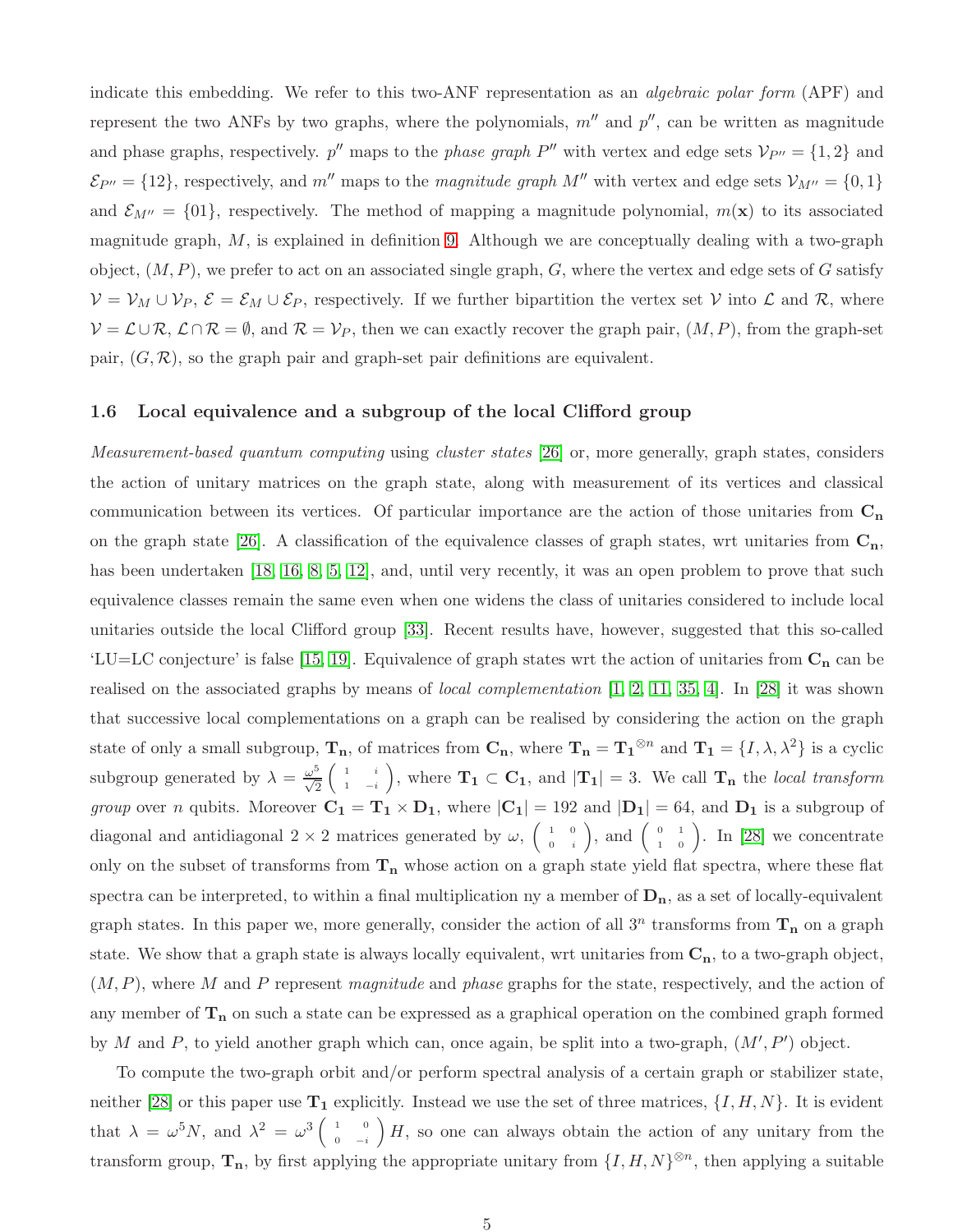indicate this embedding. We refer to this two-ANF representation as an *algebraic polar form* (APF) and represent the two ANFs by two graphs, where the polynomials, $m''$ and $p''$, can be written as magnitude and phase graphs, respectively. $p''$ maps to the *phase graph* $P''$ with vertex and edge sets $\mathcal{V}_{P''} = \{1, 2\}$ and $\mathcal{E}_{P''} = \{12\}$, respectively, and $m''$ maps to the *magnitude graph* $M''$ with vertex and edge sets $\mathcal{V}_{M''} = \{0, 1\}$ and $\mathcal{E}_{M''} = \{01\}$, respectively. The method of mapping a magnitude polynomial, $m(\mathbf{x})$ to its associated magnitude graph, $M$, is explained in definition 9. Although we are conceptually dealing with a two-graph object, $(M, P)$, we prefer to act on an associated single graph, $G$, where the vertex and edge sets of $G$ satisfy $\mathcal{V} = \mathcal{V}_M \cup \mathcal{V}_P$, $\mathcal{E} = \mathcal{E}_M \cup \mathcal{E}_P$, respectively. If we further bipartition the vertex set $\mathcal{V}$ into $\mathcal{L}$ and $\mathcal{R}$, where $\mathcal{V} = \mathcal{L} \cup \mathcal{R}$, $\mathcal{L} \cap \mathcal{R} = \emptyset$, and $\mathcal{R} = \mathcal{V}_P$, then we can exactly recover the graph pair, $(M, P)$, from the graph-set pair, $(G, \mathcal{R})$, so the graph pair and graph-set pair definitions are equivalent.

### 1.6 Local equivalence and a subgroup of the local Clifford group

*Measurement-based quantum computing* using *cluster states* [26] or, more generally, graph states, considers the action of unitary matrices on the graph state, along with measurement of its vertices and classical communication between its vertices. Of particular importance are the action of those unitaries from $\mathbf{C_n}$ on the graph state [26]. A classification of the equivalence classes of graph states, wrt unitaries from $\mathbf{C_n}$, has been undertaken [18, 16, 8, 5, 12], and, until very recently, it was an open problem to prove that such equivalence classes remain the same even when one widens the class of unitaries considered to include local unitaries outside the local Clifford group [33]. Recent results have, however, suggested that this so-called 'LU=LC conjecture' is false [15, 19]. Equivalence of graph states wrt the action of unitaries from $\mathbf{C_n}$ can be realised on the associated graphs by means of *local complementation* [1, 2, 11, 35, 4]. In [28] it was shown that successive local complementations on a graph can be realised by considering the action on the graph state of only a small subgroup, $\mathbf{T_n}$, of matrices from $\mathbf{C_n}$, where $\mathbf{T_n} = \mathbf{T_1}^{\otimes n}$ and $\mathbf{T_1} = \{I, \lambda, \lambda^2\}$ is a cyclic subgroup generated by $\lambda = \frac{\omega^5}{\sqrt{2}} \begin{pmatrix} 1 & i \\ 1 & -i \end{pmatrix}$, where $\mathbf{T_1} \subset \mathbf{C_1}$, and $|\mathbf{T_1}| = 3$. We call $\mathbf{T_n}$ the *local transform group* over $n$ qubits. Moreover $\mathbf{C_1} = \mathbf{T_1} \times \mathbf{D_1}$, where $|\mathbf{C_1}| = 192$ and $|\mathbf{D_1}| = 64$, and $\mathbf{D_1}$ is a subgroup of diagonal and antidiagonal $2 \times 2$ matrices generated by $\omega$, $\begin{pmatrix} 1 & 0 \\ 0 & i \end{pmatrix}$, and $\begin{pmatrix} 0 & 1 \\ 1 & 0 \end{pmatrix}$. In [28] we concentrate only on the subset of transforms from $\mathbf{T_n}$ whose action on a graph state yield flat spectra, where these flat spectra can be interpreted, to within a final multiplication ny a member of $\mathbf{D_n}$, as a set of locally-equivalent graph states. In this paper we, more generally, consider the action of all $3^n$ transforms from $\mathbf{T_n}$ on a graph state. We show that a graph state is always locally equivalent, wrt unitaries from $\mathbf{C_n}$, to a two-graph object, $(M, P)$, where $M$ and $P$ represent *magnitude* and *phase* graphs for the state, respectively, and the action of any member of $\mathbf{T_n}$ on such a state can be expressed as a graphical operation on the combined graph formed by $M$ and $P$, to yield another graph which can, once again, be split into a two-graph, $(M', P')$ object.

To compute the two-graph orbit and/or perform spectral analysis of a certain graph or stabilizer state, neither [28] or this paper use $\mathbf{T_1}$ explicitly. Instead we use the set of three matrices, $\{I, H, N\}$. It is evident that $\lambda = \omega^5 N$, and $\lambda^2 = \omega^3 \begin{pmatrix} 1 & 0 \\ 0 & -i \end{pmatrix} H$, so one can always obtain the action of any unitary from the transform group, $\mathbf{T_n}$, by first applying the appropriate unitary from $\{I, H, N\}^{\otimes n}$, then applying a suitable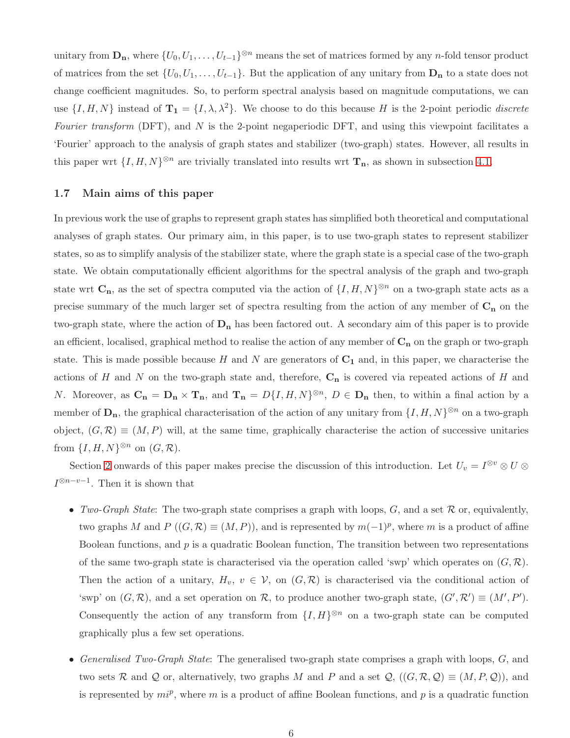unitary from $\mathbf{D_n}$, where $\{U_0, U_1, \ldots, U_{t-1}\}^{\otimes n}$ means the set of matrices formed by any $n$-fold tensor product of matrices from the set $\{U_0, U_1, \ldots, U_{t-1}\}$. But the application of any unitary from $\mathbf{D_n}$ to a state does not change coefficient magnitudes. So, to perform spectral analysis based on magnitude computations, we can use $\{I, H, N\}$ instead of $\mathbf{T_1} = \{I, \lambda, \lambda^2\}$. We choose to do this because $H$ is the 2-point periodic *discrete Fourier transform* (DFT), and $N$ is the 2-point negaperiodic DFT, and using this viewpoint facilitates a 'Fourier' approach to the analysis of graph states and stabilizer (two-graph) states. However, all results in this paper wrt $\{I, H, N\}^{\otimes n}$ are trivially translated into results wrt $\mathbf{T_n}$, as shown in subsection 4.1.

### 1.7 Main aims of this paper

In previous work the use of graphs to represent graph states has simplified both theoretical and computational analyses of graph states. Our primary aim, in this paper, is to use two-graph states to represent stabilizer states, so as to simplify analysis of the stabilizer state, where the graph state is a special case of the two-graph state. We obtain computationally efficient algorithms for the spectral analysis of the graph and two-graph state wrt $\mathbf{C_n}$, as the set of spectra computed via the action of $\{I, H, N\}^{\otimes n}$ on a two-graph state acts as a precise summary of the much larger set of spectra resulting from the action of any member of $\mathbf{C_n}$ on the two-graph state, where the action of $\mathbf{D_n}$ has been factored out. A secondary aim of this paper is to provide an efficient, localised, graphical method to realise the action of any member of $\mathbf{C_n}$ on the graph or two-graph state. This is made possible because $H$ and $N$ are generators of $\mathbf{C_1}$ and, in this paper, we characterise the actions of $H$ and $N$ on the two-graph state and, therefore, $\mathbf{C_n}$ is covered via repeated actions of $H$ and $N$. Moreover, as $\mathbf{C_n} = \mathbf{D_n} \times \mathbf{T_n}$, and $\mathbf{T_n} = D\{I, H, N\}^{\otimes n}$, $D \in \mathbf{D_n}$ then, to within a final action by a member of $\mathbf{D_n}$, the graphical characterisation of the action of any unitary from $\{I, H, N\}^{\otimes n}$ on a two-graph object, $(G, \mathcal{R}) \equiv (M, P)$ will, at the same time, graphically characterise the action of successive unitaries from $\{I, H, N\}^{\otimes n}$ on $(G, \mathcal{R})$.

Section 2 onwards of this paper makes precise the discussion of this introduction. Let $U_v = I^{\otimes v} \otimes U \otimes I^{\otimes n-v-1}$. Then it is shown that

- *Two-Graph State*: The two-graph state comprises a graph with loops, $G$, and a set $\mathcal{R}$ or, equivalently, two graphs $M$ and $P$ ($(G, \mathcal{R}) \equiv (M, P)$), and is represented by $m(-1)^p$, where $m$ is a product of affine Boolean functions, and $p$ is a quadratic Boolean function, The transition between two representations of the same two-graph state is characterised via the operation called 'swp' which operates on $(G, \mathcal{R})$. Then the action of a unitary, $H_v$, $v \in \mathcal{V}$, on $(G, \mathcal{R})$ is characterised via the conditional action of 'swp' on $(G, \mathcal{R})$, and a set operation on $\mathcal{R}$, to produce another two-graph state, $(G', \mathcal{R}') \equiv (M', P')$. Consequently the action of any transform from $\{I, H\}^{\otimes n}$ on a two-graph state can be computed graphically plus a few set operations.

- *Generalised Two-Graph State*: The generalised two-graph state comprises a graph with loops, $G$, and two sets $\mathcal{R}$ and $\mathcal{Q}$ or, alternatively, two graphs $M$ and $P$ and a set $\mathcal{Q}$, ($(G, \mathcal{R}, \mathcal{Q}) \equiv (M, P, \mathcal{Q})$), and is represented by $mi^p$, where $m$ is a product of affine Boolean functions, and $p$ is a quadratic function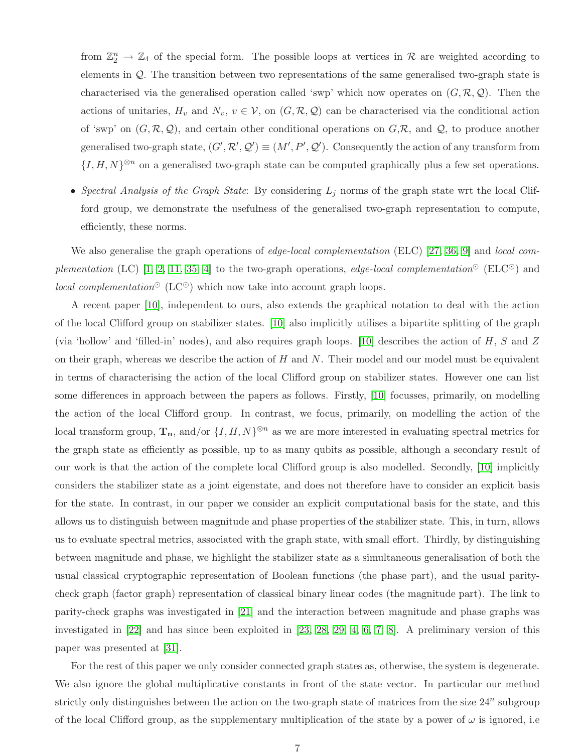from $\mathbb{Z}_2^n \to \mathbb{Z}_4$ of the special form. The possible loops at vertices in $\mathcal{R}$ are weighted according to elements in $\mathcal{Q}$. The transition between two representations of the same generalised two-graph state is characterised via the generalised operation called 'swp' which now operates on $(G, \mathcal{R}, \mathcal{Q})$. Then the actions of unitaries, $H_v$ and $N_v$, $v \in \mathcal{V}$, on $(G, \mathcal{R}, \mathcal{Q})$ can be characterised via the conditional action of 'swp' on $(G, \mathcal{R}, \mathcal{Q})$, and certain other conditional operations on $G$,$\mathcal{R}$, and $\mathcal{Q}$, to produce another generalised two-graph state, $(G', \mathcal{R}', \mathcal{Q}') \equiv (M', P', \mathcal{Q}')$. Consequently the action of any transform from $\{I, H, N\}^{\otimes n}$ on a generalised two-graph state can be computed graphically plus a few set operations.

- *Spectral Analysis of the Graph State*: By considering $L_j$ norms of the graph state wrt the local Clifford group, we demonstrate the usefulness of the generalised two-graph representation to compute, efficiently, these norms.

We also generalise the graph operations of *edge-local complementation* (ELC) [27, 36, 9] and *local complementation* (LC) [1, 2, 11, 35, 4] to the two-graph operations, *edge-local complementation*$^\odot$ (ELC$^\odot$) and *local complementation*$^\odot$ (LC$^\odot$) which now take into account graph loops.

A recent paper [10], independent to ours, also extends the graphical notation to deal with the action of the local Clifford group on stabilizer states. [10] also implicitly utilises a bipartite splitting of the graph (via 'hollow' and 'filled-in' nodes), and also requires graph loops. [10] describes the action of $H$, $S$ and $Z$ on their graph, whereas we describe the action of $H$ and $N$. Their model and our model must be equivalent in terms of characterising the action of the local Clifford group on stabilizer states. However one can list some differences in approach between the papers as follows. Firstly, [10] focusses, primarily, on modelling the action of the local Clifford group. In contrast, we focus, primarily, on modelling the action of the local transform group, $\mathbf{T_n}$, and/or $\{I, H, N\}^{\otimes n}$ as we are more interested in evaluating spectral metrics for the graph state as efficiently as possible, up to as many qubits as possible, although a secondary result of our work is that the action of the complete local Clifford group is also modelled. Secondly, [10] implicitly considers the stabilizer state as a joint eigenstate, and does not therefore have to consider an explicit basis for the state. In contrast, in our paper we consider an explicit computational basis for the state, and this allows us to distinguish between magnitude and phase properties of the stabilizer state. This, in turn, allows us to evaluate spectral metrics, associated with the graph state, with small effort. Thirdly, by distinguishing between magnitude and phase, we highlight the stabilizer state as a simultaneous generalisation of both the usual classical cryptographic representation of Boolean functions (the phase part), and the usual parity-check graph (factor graph) representation of classical binary linear codes (the magnitude part). The link to parity-check graphs was investigated in [21] and the interaction between magnitude and phase graphs was investigated in [22] and has since been exploited in [23, 28, 29, 4, 6, 7, 8]. A preliminary version of this paper was presented at [31].

For the rest of this paper we only consider connected graph states as, otherwise, the system is degenerate. We also ignore the global multiplicative constants in front of the state vector. In particular our method strictly only distinguishes between the action on the two-graph state of matrices from the size $24^n$ subgroup of the local Clifford group, as the supplementary multiplication of the state by a power of $\omega$ is ignored, i.e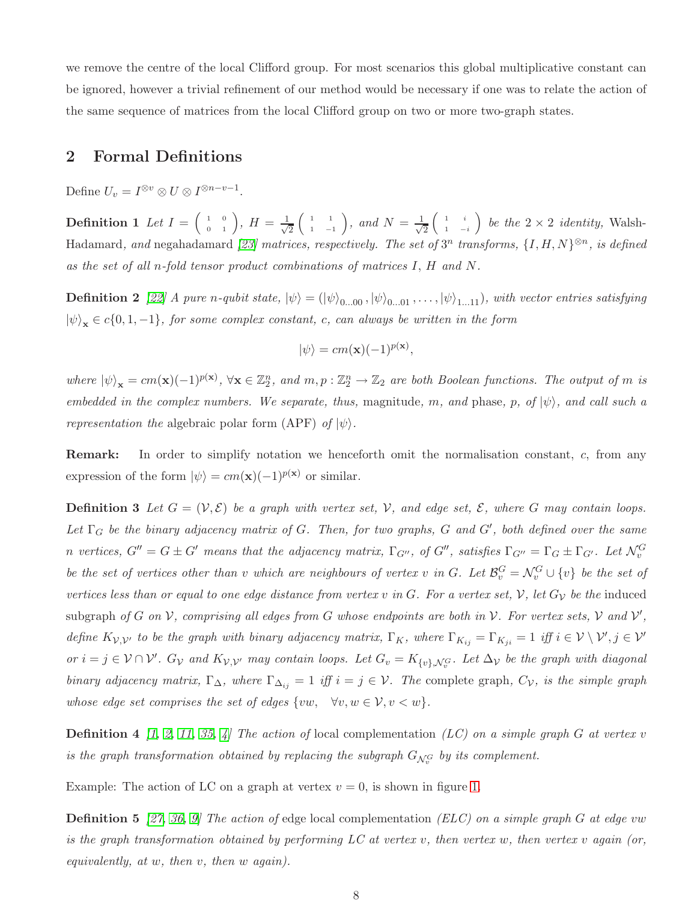we remove the centre of the local Clifford group. For most scenarios this global multiplicative constant can be ignored, however a trivial refinement of our method would be necessary if one was to relate the action of the same sequence of matrices from the local Clifford group on two or more two-graph states.

## 2 Formal Definitions

Define $U_v = I^{\otimes v} \otimes U \otimes I^{\otimes n-v-1}$.

**Definition 1** *Let* $I = \begin{pmatrix} 1 & 0 \\ 0 & 1 \end{pmatrix}$, $H = \frac{1}{\sqrt{2}}\begin{pmatrix} 1 & 1 \\ 1 & -1 \end{pmatrix}$, *and* $N = \frac{1}{\sqrt{2}}\begin{pmatrix} 1 & i \\ 1 & -i \end{pmatrix}$ *be the* $2 \times 2$ *identity,* Walsh-Hadamard*, and* negahadamard *[23] matrices, respectively. The set of* $3^n$ *transforms,* $\{I, H, N\}^{\otimes n}$*, is defined as the set of all* $n$*-fold tensor product combinations of matrices* $I$*,* $H$ *and* $N$*.*

**Definition 2** *[22] A pure* $n$*-qubit state,* $|\psi\rangle = (|\psi\rangle_{0\ldots00}, |\psi\rangle_{0\ldots01}, \ldots, |\psi\rangle_{1\ldots11})$*, with vector entries satisfying* $|\psi\rangle_{\mathbf{x}} \in c\{0, 1, -1\}$*, for some complex constant,* $c$*, can always be written in the form*

$$|\psi\rangle = cm(\mathbf{x})(-1)^{p(\mathbf{x})},$$

*where* $|\psi\rangle_{\mathbf{x}} = cm(\mathbf{x})(-1)^{p(\mathbf{x})}$, $\forall \mathbf{x} \in \mathbb{Z}_2^n$*, and* $m, p : \mathbb{Z}_2^n \to \mathbb{Z}_2$ *are both Boolean functions. The output of* $m$ *is embedded in the complex numbers. We separate, thus,* magnitude*,* $m$*, and* phase*,* $p$*, of* $|\psi\rangle$*, and call such a representation the* algebraic polar form (APF) *of* $|\psi\rangle$*.*

**Remark:** In order to simplify notation we henceforth omit the normalisation constant, $c$, from any expression of the form $|\psi\rangle = cm(\mathbf{x})(-1)^{p(\mathbf{x})}$ or similar.

**Definition 3** *Let* $G = (\mathcal{V}, \mathcal{E})$ *be a graph with vertex set,* $\mathcal{V}$*, and edge set,* $\mathcal{E}$*, where* $G$ *may contain loops. Let* $\Gamma_G$ *be the binary adjacency matrix of* $G$*. Then, for two graphs,* $G$ *and* $G'$*, both defined over the same* $n$ *vertices,* $G'' = G \pm G'$ *means that the adjacency matrix,* $\Gamma_{G''}$*, of* $G''$*, satisfies* $\Gamma_{G''} = \Gamma_G \pm \Gamma_{G'}$*. Let* $\mathcal{N}_v^G$ *be the set of vertices other than* $v$ *which are neighbours of vertex* $v$ *in* $G$*. Let* $\mathcal{B}_v^G = \mathcal{N}_v^G \cup \{v\}$ *be the set of vertices less than or equal to one edge distance from vertex* $v$ *in* $G$*. For a vertex set,* $\mathcal{V}$*, let* $G_{\mathcal{V}}$ *be the* induced subgraph *of* $G$ *on* $\mathcal{V}$*, comprising all edges from* $G$ *whose endpoints are both in* $\mathcal{V}$*. For vertex sets,* $\mathcal{V}$ *and* $\mathcal{V}'$*, define* $K_{\mathcal{V},\mathcal{V}'}$ *to be the graph with binary adjacency matrix,* $\Gamma_K$*, where* $\Gamma_{K_{ij}} = \Gamma_{K_{ji}} = 1$ *iff* $i \in \mathcal{V} \setminus \mathcal{V}', j \in \mathcal{V}'$ *or* $i = j \in \mathcal{V} \cap \mathcal{V}'$*.* $G_{\mathcal{V}}$ *and* $K_{\mathcal{V},\mathcal{V}'}$ *may contain loops. Let* $G_v = K_{\{v\},\mathcal{N}_v^G}$*. Let* $\Delta_{\mathcal{V}}$ *be the graph with diagonal binary adjacency matrix,* $\Gamma_\Delta$*, where* $\Gamma_{\Delta_{ij}} = 1$ *iff* $i = j \in \mathcal{V}$*. The* complete graph*,* $C_{\mathcal{V}}$*, is the simple graph whose edge set comprises the set of edges* $\{vw, \quad \forall v, w \in \mathcal{V}, v < w\}$*.*

**Definition 4** *[1, 2, 11, 35, 4] The action of* local complementation *(LC) on a simple graph* $G$ *at vertex* $v$ *is the graph transformation obtained by replacing the subgraph* $G_{\mathcal{N}_v^G}$ *by its complement.*

Example: The action of LC on a graph at vertex $v = 0$, is shown in figure 1.

**Definition 5** *[27, 36, 9] The action of* edge local complementation *(ELC) on a simple graph* $G$ *at edge* $vw$ *is the graph transformation obtained by performing LC at vertex* $v$*, then vertex* $w$*, then vertex* $v$ *again (or, equivalently, at* $w$*, then* $v$*, then* $w$ *again).*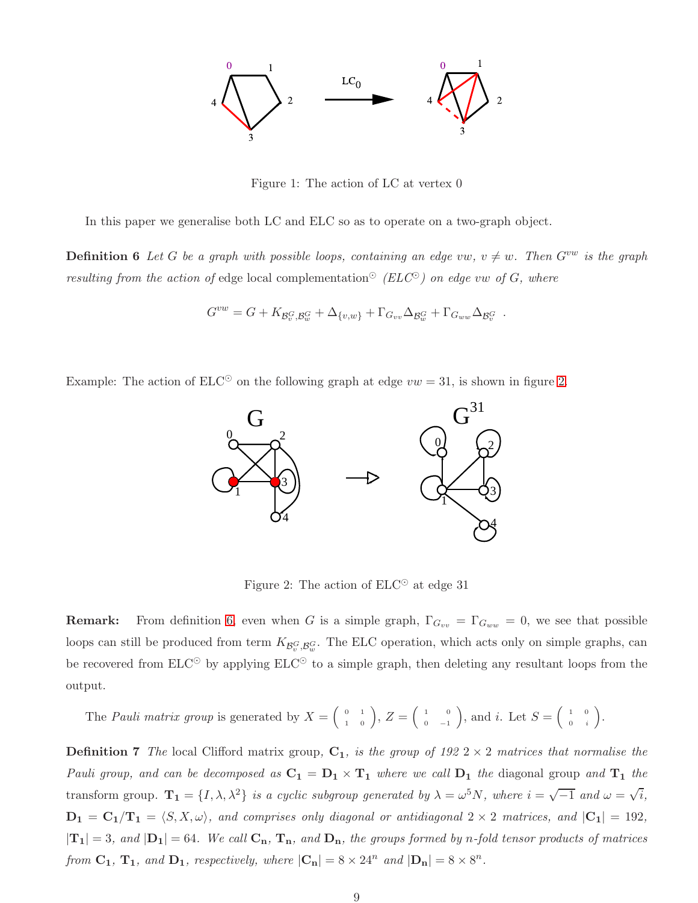Figure 1: The action of LC at vertex 0

In this paper we generalise both LC and ELC so as to operate on a two-graph object.

**Definition 6** *Let $G$ be a graph with possible loops, containing an edge $vw$, $v \neq w$. Then $G^{vw}$ is the graph resulting from the action of* edge local complementation$^{\odot}$ *(ELC$^{\odot}$) on edge $vw$ of $G$, where*

$$G^{vw} = G + K_{\mathcal{B}_v^G, \mathcal{B}_w^G} + \Delta_{\{v,w\}} + \Gamma_{G_{vv}} \Delta_{\mathcal{B}_w^G} + \Gamma_{G_{ww}} \Delta_{\mathcal{B}_v^G} \ .$$

Example: The action of ELC$^{\odot}$ on the following graph at edge $vw = 31$, is shown in figure 2.

Figure 2: The action of ELC$^{\odot}$ at edge 31

**Remark:** From definition 6, even when $G$ is a simple graph, $\Gamma_{G_{vv}} = \Gamma_{G_{ww}} = 0$, we see that possible loops can still be produced from term $K_{\mathcal{B}_v^G, \mathcal{B}_w^G}$. The ELC operation, which acts only on simple graphs, can be recovered from ELC$^{\odot}$ by applying ELC$^{\odot}$ to a simple graph, then deleting any resultant loops from the output.

The *Pauli matrix group* is generated by $X = \begin{pmatrix} 0 & 1 \\ 1 & 0 \end{pmatrix}$, $Z = \begin{pmatrix} 1 & 0 \\ 0 & -1 \end{pmatrix}$, and $i$. Let $S = \begin{pmatrix} 1 & 0 \\ 0 & i \end{pmatrix}$.

**Definition 7** *The* local Clifford matrix group, $\mathbf{C_1}$, *is the group of 192 $2 \times 2$ matrices that normalise the Pauli group, and can be decomposed as $\mathbf{C_1} = \mathbf{D_1} \times \mathbf{T_1}$ where we call $\mathbf{D_1}$ the* diagonal group *and $\mathbf{T_1}$ the* transform group. *$\mathbf{T_1} = \{I, \lambda, \lambda^2\}$ is a cyclic subgroup generated by $\lambda = \omega^5 N$, where $i = \sqrt{-1}$ and $\omega = \sqrt{i}$, $\mathbf{D_1} = \mathbf{C_1}/\mathbf{T_1} = \langle S, X, \omega \rangle$, and comprises only diagonal or antidiagonal $2 \times 2$ matrices, and $|\mathbf{C_1}| = 192$, $|\mathbf{T_1}| = 3$, and $|\mathbf{D_1}| = 64$. We call $\mathbf{C_n}$, $\mathbf{T_n}$, and $\mathbf{D_n}$, the groups formed by $n$-fold tensor products of matrices from $\mathbf{C_1}$, $\mathbf{T_1}$, and $\mathbf{D_1}$, respectively, where $|\mathbf{C_n}| = 8 \times 24^n$ and $|\mathbf{D_n}| = 8 \times 8^n$.*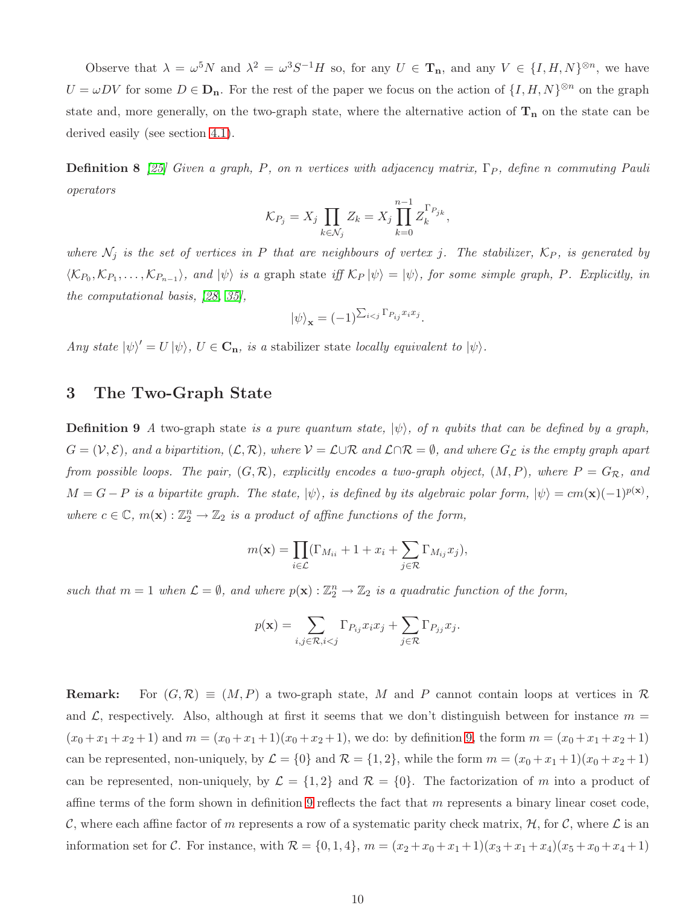Observe that $\lambda = \omega^5 N$ and $\lambda^2 = \omega^3 S^{-1} H$ so, for any $U \in \mathbf{T_n}$, and any $V \in \{I, H, N\}^{\otimes n}$, we have $U = \omega D V$ for some $D \in \mathbf{D_n}$. For the rest of the paper we focus on the action of $\{I, H, N\}^{\otimes n}$ on the graph state and, more generally, on the two-graph state, where the alternative action of $\mathbf{T_n}$ on the state can be derived easily (see section 4.1).

**Definition 8** *[25] Given a graph, $P$, on $n$ vertices with adjacency matrix, $\Gamma_P$, define $n$ commuting Pauli operators*

$$\mathcal{K}_{P_j} = X_j \prod_{k \in \mathcal{N}_j} Z_k = X_j \prod_{k=0}^{n-1} Z_k^{\Gamma_{P_{jk}}},$$

*where $\mathcal{N}_j$ is the set of vertices in $P$ that are neighbours of vertex $j$. The stabilizer, $\mathcal{K}_P$, is generated by $\langle \mathcal{K}_{P_0}, \mathcal{K}_{P_1}, \ldots, \mathcal{K}_{P_{n-1}} \rangle$, and $|\psi\rangle$ is a* graph state *iff $\mathcal{K}_P |\psi\rangle = |\psi\rangle$, for some simple graph, $P$. Explicitly, in the computational basis, [28, 35],*

$$|\psi\rangle_{\mathbf{x}} = (-1)^{\sum_{i<j} \Gamma_{P_{ij}} x_i x_j}.$$

*Any state $|\psi\rangle' = U |\psi\rangle$, $U \in \mathbf{C_n}$, is a* stabilizer state *locally equivalent to $|\psi\rangle$.*

# 3 The Two-Graph State

**Definition 9** *A* two-graph state *is a pure quantum state, $|\psi\rangle$, of $n$ qubits that can be defined by a graph, $G = (\mathcal{V}, \mathcal{E})$, and a bipartition, $(\mathcal{L}, \mathcal{R})$, where $\mathcal{V} = \mathcal{L} \cup \mathcal{R}$ and $\mathcal{L} \cap \mathcal{R} = \emptyset$, and where $G_{\mathcal{L}}$ is the empty graph apart from possible loops. The pair, $(G, \mathcal{R})$, explicitly encodes a two-graph object, $(M, P)$, where $P = G_{\mathcal{R}}$, and $M = G - P$ is a bipartite graph. The state, $|\psi\rangle$, is defined by its algebraic polar form, $|\psi\rangle = c m(\mathbf{x})(-1)^{p(\mathbf{x})}$, where $c \in \mathbb{C}$, $m(\mathbf{x}) : \mathbb{Z}_2^n \rightarrow \mathbb{Z}_2$ is a product of affine functions of the form,*

$$m(\mathbf{x}) = \prod_{i \in \mathcal{L}} (\Gamma_{M_{ii}} + 1 + x_i + \sum_{j \in \mathcal{R}} \Gamma_{M_{ij}} x_j),$$

*such that $m = 1$ when $\mathcal{L} = \emptyset$, and where $p(\mathbf{x}) : \mathbb{Z}_2^n \rightarrow \mathbb{Z}_2$ is a quadratic function of the form,*

$$p(\mathbf{x}) = \sum_{i,j \in \mathcal{R}, i<j} \Gamma_{P_{ij}} x_i x_j + \sum_{j \in \mathcal{R}} \Gamma_{P_{jj}} x_j.$$

**Remark:** For $(G, \mathcal{R}) \equiv (M, P)$ a two-graph state, $M$ and $P$ cannot contain loops at vertices in $\mathcal{R}$ and $\mathcal{L}$, respectively. Also, although at first it seems that we don't distinguish between for instance $m = (x_0 + x_1 + x_2 + 1)$ and $m = (x_0 + x_1 + 1)(x_0 + x_2 + 1)$, we do: by definition 9, the form $m = (x_0 + x_1 + x_2 + 1)$ can be represented, non-uniquely, by $\mathcal{L} = \{0\}$ and $\mathcal{R} = \{1, 2\}$, while the form $m = (x_0 + x_1 + 1)(x_0 + x_2 + 1)$ can be represented, non-uniquely, by $\mathcal{L} = \{1, 2\}$ and $\mathcal{R} = \{0\}$. The factorization of $m$ into a product of affine terms of the form shown in definition 9 reflects the fact that $m$ represents a binary linear coset code, $\mathcal{C}$, where each affine factor of $m$ represents a row of a systematic parity check matrix, $\mathcal{H}$, for $\mathcal{C}$, where $\mathcal{L}$ is an information set for $\mathcal{C}$. For instance, with $\mathcal{R} = \{0, 1, 4\}$, $m = (x_2 + x_0 + x_1 + 1)(x_3 + x_1 + x_4)(x_5 + x_0 + x_4 + 1)$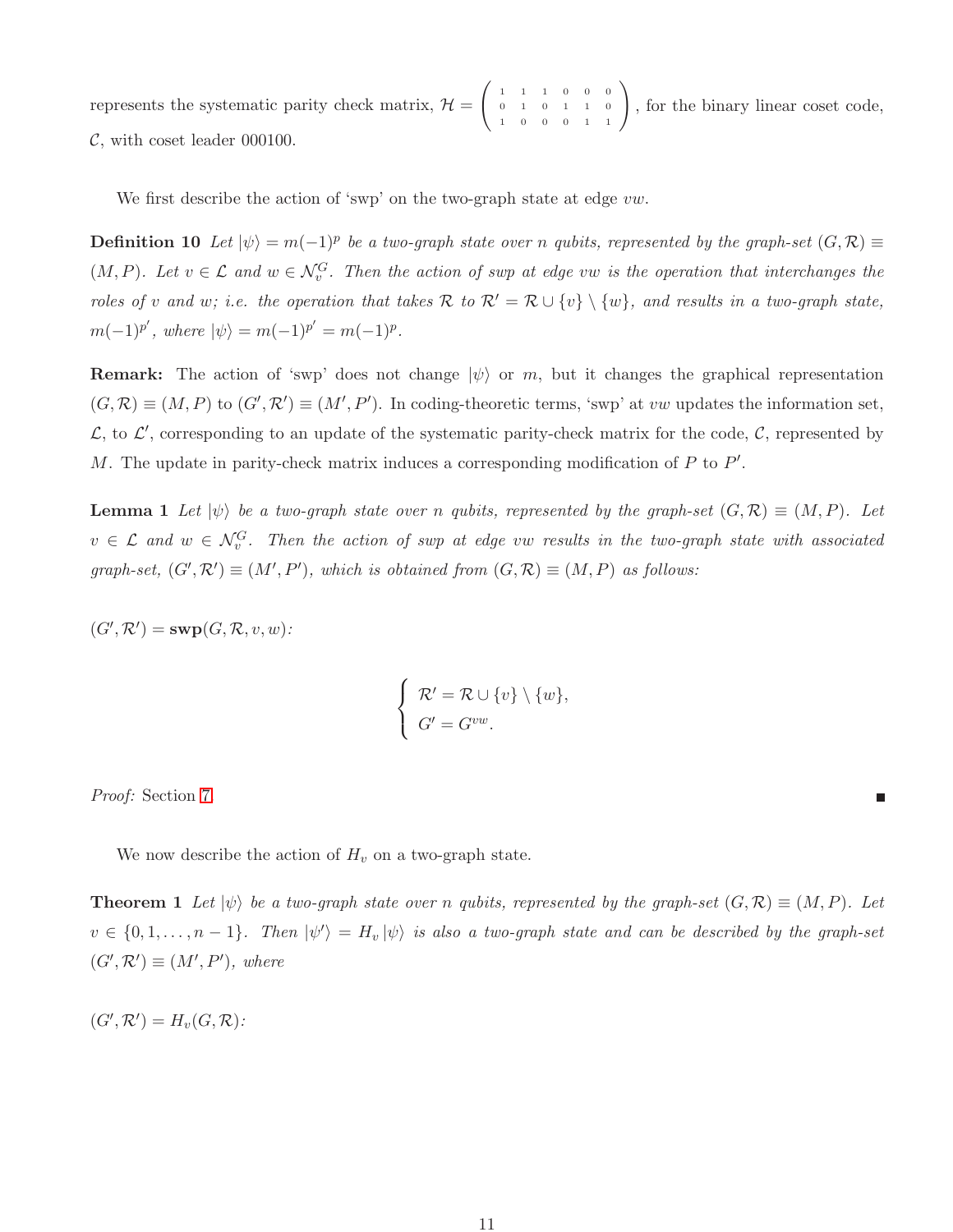represents the systematic parity check matrix, $\mathcal{H} = \begin{pmatrix} 1 & 1 & 1 & 0 & 0 & 0 \\ 0 & 1 & 0 & 1 & 1 & 0 \\ 1 & 0 & 0 & 0 & 1 & 1 \end{pmatrix}$, for the binary linear coset code, $\mathcal{C}$, with coset leader 000100.

We first describe the action of 'swp' on the two-graph state at edge $vw$.

**Definition 10** *Let $|\psi\rangle = m(-1)^p$ be a two-graph state over $n$ qubits, represented by the graph-set $(G, \mathcal{R}) \equiv (M, P)$. Let $v \in \mathcal{L}$ and $w \in \mathcal{N}_v^G$. Then the action of swp at edge $vw$ is the operation that interchanges the roles of $v$ and $w$; i.e. the operation that takes $\mathcal{R}$ to $\mathcal{R}' = \mathcal{R} \cup \{v\} \setminus \{w\}$, and results in a two-graph state, $m(-1)^{p'}$, where $|\psi\rangle = m(-1)^{p'} = m(-1)^p$.*

**Remark:** The action of 'swp' does not change $|\psi\rangle$ or $m$, but it changes the graphical representation $(G, \mathcal{R}) \equiv (M, P)$ to $(G', \mathcal{R}') \equiv (M', P')$. In coding-theoretic terms, 'swp' at $vw$ updates the information set, $\mathcal{L}$, to $\mathcal{L}'$, corresponding to an update of the systematic parity-check matrix for the code, $\mathcal{C}$, represented by $M$. The update in parity-check matrix induces a corresponding modification of $P$ to $P'$.

**Lemma 1** *Let $|\psi\rangle$ be a two-graph state over $n$ qubits, represented by the graph-set $(G, \mathcal{R}) \equiv (M, P)$. Let $v \in \mathcal{L}$ and $w \in \mathcal{N}_v^G$. Then the action of swp at edge $vw$ results in the two-graph state with associated graph-set, $(G', \mathcal{R}') \equiv (M', P')$, which is obtained from $(G, \mathcal{R}) \equiv (M, P)$ as follows:*

$(G', \mathcal{R}') = \mathbf{swp}(G, \mathcal{R}, v, w)$:

$$\begin{cases} \mathcal{R}' = \mathcal{R} \cup \{v\} \setminus \{w\}, \\ G' = G^{vw}. \end{cases}$$

*Proof:* Section 7 ∎

We now describe the action of $H_v$ on a two-graph state.

**Theorem 1** *Let $|\psi\rangle$ be a two-graph state over $n$ qubits, represented by the graph-set $(G, \mathcal{R}) \equiv (M, P)$. Let $v \in \{0, 1, \ldots, n-1\}$. Then $|\psi'\rangle = H_v |\psi\rangle$ is also a two-graph state and can be described by the graph-set $(G', \mathcal{R}') \equiv (M', P')$, where*

$(G', \mathcal{R}') = H_v(G, \mathcal{R})$: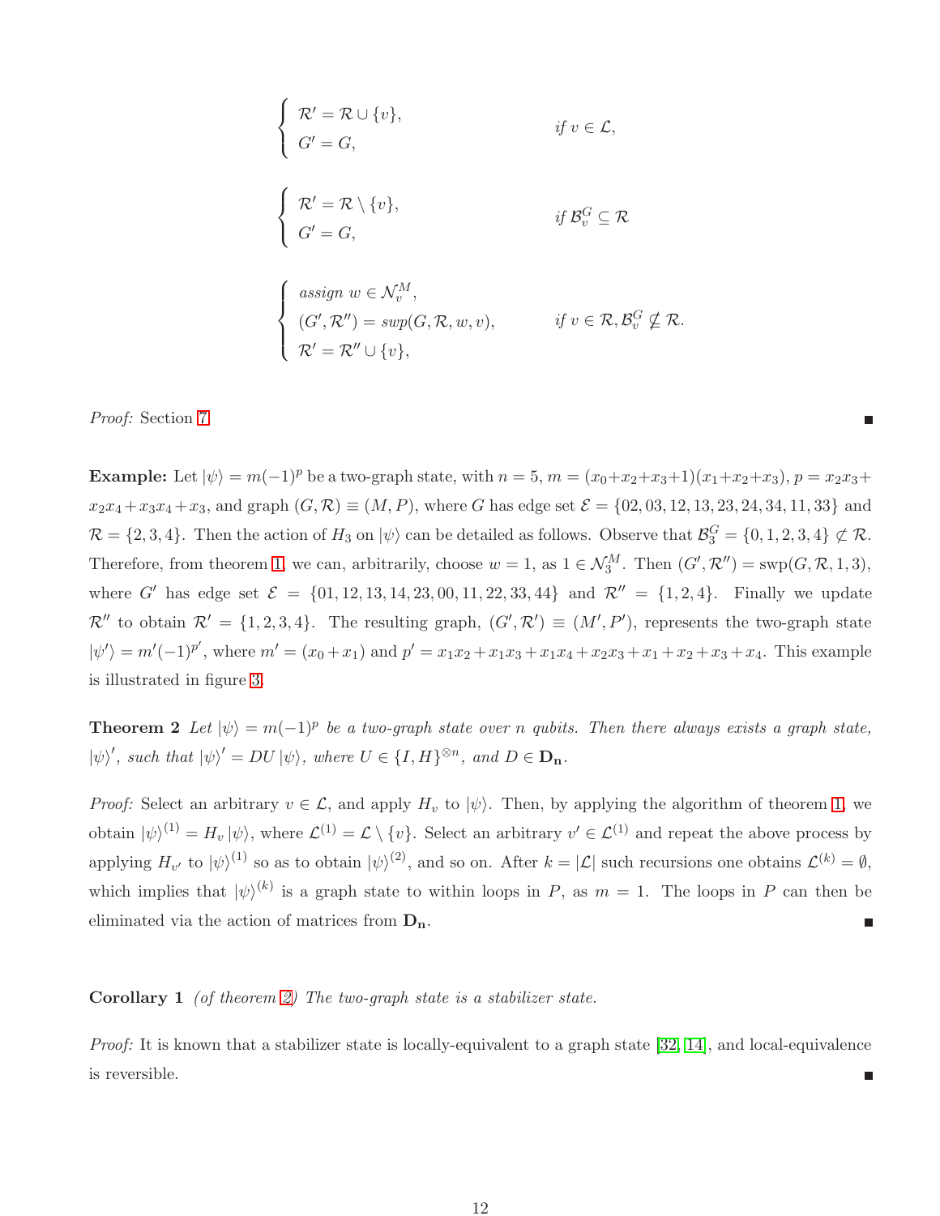$$
\begin{cases} \mathcal{R}' = \mathcal{R} \cup \{v\}, \\ G' = G, \end{cases} \qquad \text{if } v \in \mathcal{L},
$$

$$
\begin{cases} \mathcal{R}' = \mathcal{R} \setminus \{v\}, \\ G' = G, \end{cases} \qquad \text{if } \mathcal{B}_v^G \subseteq \mathcal{R}
$$

$$
\begin{cases} \text{assign } w \in \mathcal{N}_v^M, \\ (G', \mathcal{R}'') = \text{swp}(G, \mathcal{R}, w, v), \\ \mathcal{R}' = \mathcal{R}'' \cup \{v\}, \end{cases} \qquad \text{if } v \in \mathcal{R}, \mathcal{B}_v^G \not\subseteq \mathcal{R}.
$$

*Proof:* Section 7 ■

**Example:** Let $|\psi\rangle = m(-1)^p$ be a two-graph state, with $n = 5$, $m = (x_0+x_2+x_3+1)(x_1+x_2+x_3)$, $p = x_2x_3+x_2x_4+x_3x_4+x_3$, and graph $(G, \mathcal{R}) \equiv (M, P)$, where $G$ has edge set $\mathcal{E} = \{02, 03, 12, 13, 23, 24, 34, 11, 33\}$ and $\mathcal{R} = \{2, 3, 4\}$. Then the action of $H_3$ on $|\psi\rangle$ can be detailed as follows. Observe that $\mathcal{B}_3^G = \{0, 1, 2, 3, 4\} \not\subset \mathcal{R}$. Therefore, from theorem 1, we can, arbitrarily, choose $w = 1$, as $1 \in \mathcal{N}_3^M$. Then $(G', \mathcal{R}'') = \text{swp}(G, \mathcal{R}, 1, 3)$, where $G'$ has edge set $\mathcal{E} = \{01, 12, 13, 14, 23, 00, 11, 22, 33, 44\}$ and $\mathcal{R}'' = \{1, 2, 4\}$. Finally we update $\mathcal{R}''$ to obtain $\mathcal{R}' = \{1, 2, 3, 4\}$. The resulting graph, $(G', \mathcal{R}') \equiv (M', P')$, represents the two-graph state $|\psi'\rangle = m'(-1)^{p'}$, where $m' = (x_0 + x_1)$ and $p' = x_1x_2 + x_1x_3 + x_1x_4 + x_2x_3 + x_1 + x_2 + x_3 + x_4$. This example is illustrated in figure 3.

**Theorem 2** *Let $|\psi\rangle = m(-1)^p$ be a two-graph state over $n$ qubits. Then there always exists a graph state, $|\psi\rangle'$, such that $|\psi\rangle' = DU|\psi\rangle$, where $U \in \{I, H\}^{\otimes n}$, and $D \in \mathbf{D_n}$.*

*Proof:* Select an arbitrary $v \in \mathcal{L}$, and apply $H_v$ to $|\psi\rangle$. Then, by applying the algorithm of theorem 1, we obtain $|\psi\rangle^{(1)} = H_v|\psi\rangle$, where $\mathcal{L}^{(1)} = \mathcal{L} \setminus \{v\}$. Select an arbitrary $v' \in \mathcal{L}^{(1)}$ and repeat the above process by applying $H_{v'}$ to $|\psi\rangle^{(1)}$ so as to obtain $|\psi\rangle^{(2)}$, and so on. After $k = |\mathcal{L}|$ such recursions one obtains $\mathcal{L}^{(k)} = \emptyset$, which implies that $|\psi\rangle^{(k)}$ is a graph state to within loops in $P$, as $m = 1$. The loops in $P$ can then be eliminated via the action of matrices from $\mathbf{D_n}$. ■

**Corollary 1** *(of theorem 2) The two-graph state is a stabilizer state.*

*Proof:* It is known that a stabilizer state is locally-equivalent to a graph state [32, 14], and local-equivalence is reversible. ■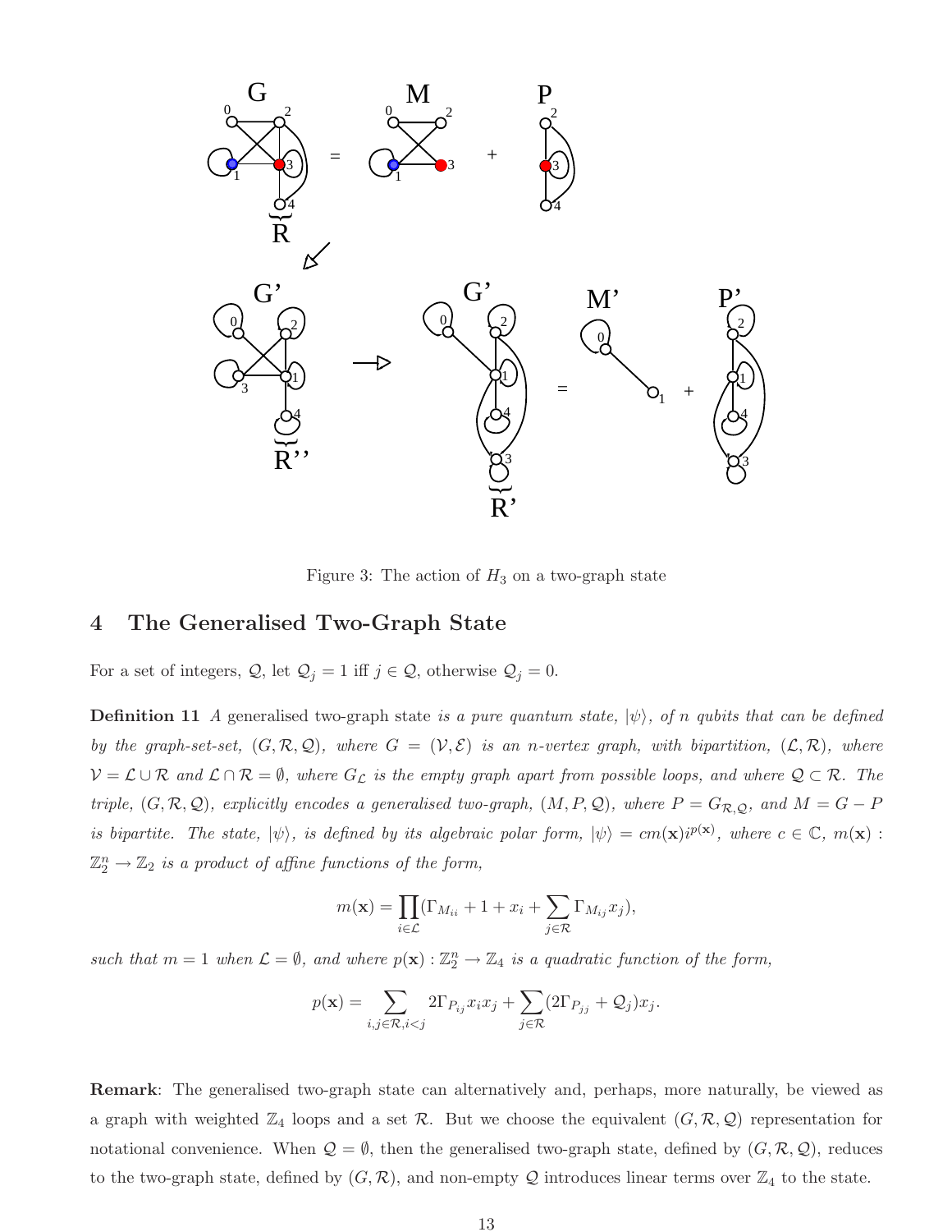Figure 3: The action of $H_3$ on a two-graph state

## 4 The Generalised Two-Graph State

For a set of integers, $\mathcal{Q}$, let $\mathcal{Q}_j = 1$ iff $j \in \mathcal{Q}$, otherwise $\mathcal{Q}_j = 0$.

**Definition 11** *A* generalised two-graph state *is a pure quantum state, $|\psi\rangle$, of $n$ qubits that can be defined by the graph-set-set, $(G, \mathcal{R}, \mathcal{Q})$, where $G = (\mathcal{V}, \mathcal{E})$ is an $n$-vertex graph, with bipartition, $(\mathcal{L}, \mathcal{R})$, where $\mathcal{V} = \mathcal{L} \cup \mathcal{R}$ and $\mathcal{L} \cap \mathcal{R} = \emptyset$, where $G_{\mathcal{L}}$ is the empty graph apart from possible loops, and where $\mathcal{Q} \subset \mathcal{R}$. The triple, $(G, \mathcal{R}, \mathcal{Q})$, explicitly encodes a generalised two-graph, $(M, P, \mathcal{Q})$, where $P = G_{\mathcal{R},\mathcal{Q}}$, and $M = G - P$ is bipartite. The state, $|\psi\rangle$, is defined by its algebraic polar form, $|\psi\rangle = cm(\mathbf{x})i^{p(\mathbf{x})}$, where $c \in \mathbb{C}$, $m(\mathbf{x}) : \mathbb{Z}_2^n \rightarrow \mathbb{Z}_2$ is a product of affine functions of the form,*

$$m(\mathbf{x}) = \prod_{i \in \mathcal{L}} (\Gamma_{M_{ii}} + 1 + x_i + \sum_{j \in \mathcal{R}} \Gamma_{M_{ij}} x_j),$$

*such that $m = 1$ when $\mathcal{L} = \emptyset$, and where $p(\mathbf{x}) : \mathbb{Z}_2^n \rightarrow \mathbb{Z}_4$ is a quadratic function of the form,*

$$p(\mathbf{x}) = \sum_{i,j \in \mathcal{R}, i<j} 2\Gamma_{P_{ij}} x_i x_j + \sum_{j \in \mathcal{R}} (2\Gamma_{P_{jj}} + \mathcal{Q}_j) x_j.$$

**Remark**: The generalised two-graph state can alternatively and, perhaps, more naturally, be viewed as a graph with weighted $\mathbb{Z}_4$ loops and a set $\mathcal{R}$. But we choose the equivalent $(G, \mathcal{R}, \mathcal{Q})$ representation for notational convenience. When $\mathcal{Q} = \emptyset$, then the generalised two-graph state, defined by $(G, \mathcal{R}, \mathcal{Q})$, reduces to the two-graph state, defined by $(G, \mathcal{R})$, and non-empty $\mathcal{Q}$ introduces linear terms over $\mathbb{Z}_4$ to the state.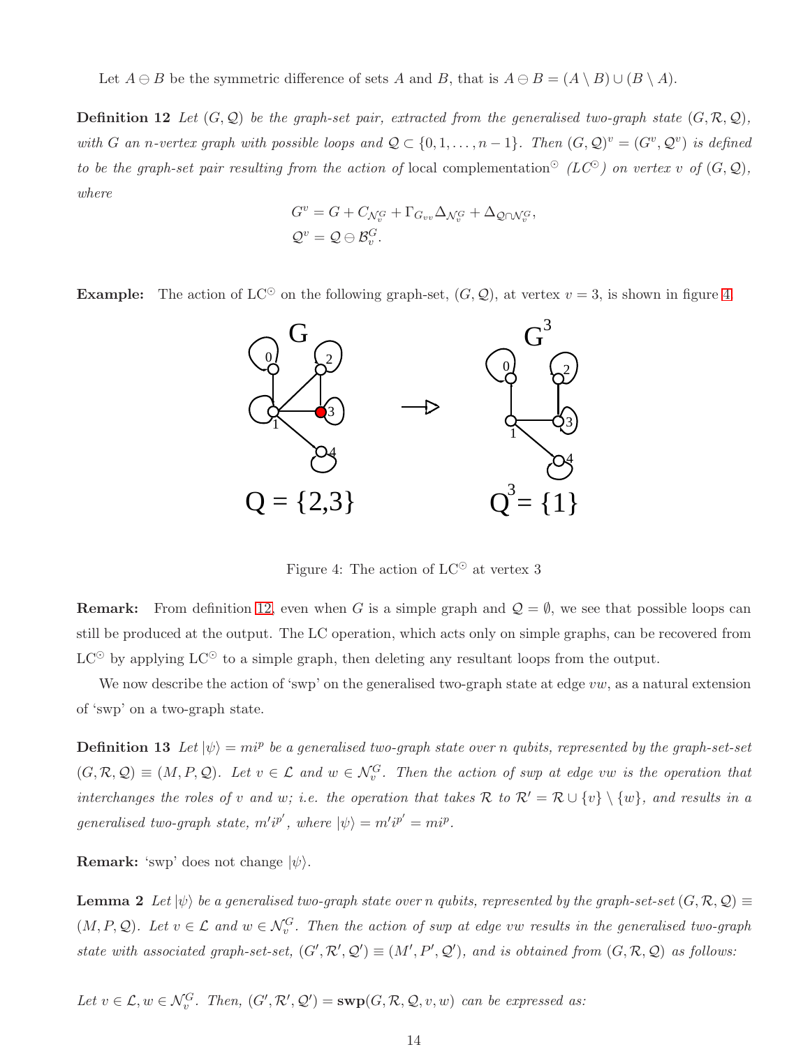Let $A \ominus B$ be the symmetric difference of sets $A$ and $B$, that is $A \ominus B = (A \setminus B) \cup (B \setminus A)$.

**Definition 12** *Let $(G, \mathcal{Q})$ be the graph-set pair, extracted from the generalised two-graph state $(G, \mathcal{R}, \mathcal{Q})$, with $G$ an $n$-vertex graph with possible loops and $\mathcal{Q} \subset \{0, 1, \ldots, n-1\}$. Then $(G, \mathcal{Q})^v = (G^v, \mathcal{Q}^v)$ is defined to be the graph-set pair resulting from the action of* local complementation$^{\odot}$ *($LC^{\odot}$) on vertex $v$ of $(G, \mathcal{Q})$, where*

$$G^v = G + C_{\mathcal{N}_v^G} + \Gamma_{G_{vv}} \Delta_{\mathcal{N}_v^G} + \Delta_{\mathcal{Q} \cap \mathcal{N}_v^G},$$
$$\mathcal{Q}^v = \mathcal{Q} \ominus \mathcal{B}_v^G.$$

**Example:** The action of LC$^{\odot}$ on the following graph-set, $(G, \mathcal{Q})$, at vertex $v = 3$, is shown in figure 4.

Figure 4: The action of LC$^{\odot}$ at vertex 3

**Remark:** From definition 12, even when $G$ is a simple graph and $\mathcal{Q} = \emptyset$, we see that possible loops can still be produced at the output. The LC operation, which acts only on simple graphs, can be recovered from LC$^{\odot}$ by applying LC$^{\odot}$ to a simple graph, then deleting any resultant loops from the output.

We now describe the action of 'swp' on the generalised two-graph state at edge $vw$, as a natural extension of 'swp' on a two-graph state.

**Definition 13** *Let $|\psi\rangle = mi^p$ be a generalised two-graph state over $n$ qubits, represented by the graph-set-set $(G, \mathcal{R}, \mathcal{Q}) \equiv (M, P, \mathcal{Q})$. Let $v \in \mathcal{L}$ and $w \in \mathcal{N}_v^G$. Then the action of swp at edge $vw$ is the operation that interchanges the roles of $v$ and $w$; i.e. the operation that takes $\mathcal{R}$ to $\mathcal{R}' = \mathcal{R} \cup \{v\} \setminus \{w\}$, and results in a generalised two-graph state, $m'i^{p'}$, where $|\psi\rangle = m'i^{p'} = mi^p$.*

**Remark:** 'swp' does not change $|\psi\rangle$.

**Lemma 2** *Let $|\psi\rangle$ be a generalised two-graph state over $n$ qubits, represented by the graph-set-set $(G, \mathcal{R}, \mathcal{Q}) \equiv (M, P, \mathcal{Q})$. Let $v \in \mathcal{L}$ and $w \in \mathcal{N}_v^G$. Then the action of swp at edge $vw$ results in the generalised two-graph state with associated graph-set-set, $(G', \mathcal{R}', \mathcal{Q}') \equiv (M', P', \mathcal{Q}')$, and is obtained from $(G, \mathcal{R}, \mathcal{Q})$ as follows:*

*Let $v \in \mathcal{L}, w \in \mathcal{N}_v^G$. Then, $(G', \mathcal{R}', \mathcal{Q}') = \mathbf{swp}(G, \mathcal{R}, \mathcal{Q}, v, w)$ can be expressed as:*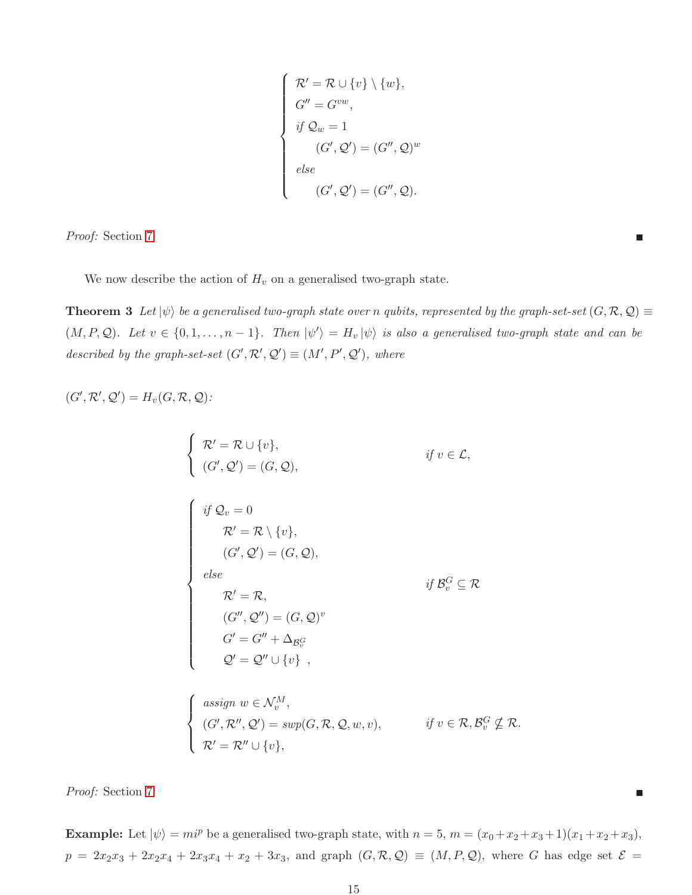$$
\begin{cases}
\mathcal{R}' = \mathcal{R} \cup \{v\} \setminus \{w\}, \\
G'' = G^{vw}, \\
\textit{if } \mathcal{Q}_w = 1 \\
\qquad (G', \mathcal{Q}') = (G'', \mathcal{Q})^w \\
\textit{else} \\
\qquad (G', \mathcal{Q}') = (G'', \mathcal{Q}).
\end{cases}
$$

*Proof:* Section 7 ∎

We now describe the action of $H_v$ on a generalised two-graph state.

**Theorem 3** *Let $|\psi\rangle$ be a generalised two-graph state over $n$ qubits, represented by the graph-set-set $(G, \mathcal{R}, \mathcal{Q}) \equiv (M, P, \mathcal{Q})$. Let $v \in \{0, 1, \ldots, n-1\}$. Then $|\psi'\rangle = H_v |\psi\rangle$ is also a generalised two-graph state and can be described by the graph-set-set $(G', \mathcal{R}', \mathcal{Q}') \equiv (M', P', \mathcal{Q}')$, where*

$(G', \mathcal{R}', \mathcal{Q}') = H_v(G, \mathcal{R}, \mathcal{Q})$:

$$
\begin{cases}
\mathcal{R}' = \mathcal{R} \cup \{v\}, \\
(G', \mathcal{Q}') = (G, \mathcal{Q}),
\end{cases}
\qquad \textit{if } v \in \mathcal{L},
$$

$$
\begin{cases}
\textit{if } \mathcal{Q}_v = 0 \\
\qquad \mathcal{R}' = \mathcal{R} \setminus \{v\}, \\
\qquad (G', \mathcal{Q}') = (G, \mathcal{Q}), \\
\textit{else} \\
\qquad \mathcal{R}' = \mathcal{R}, \\
\qquad (G'', \mathcal{Q}'') = (G, \mathcal{Q})^v \\
\qquad G' = G'' + \Delta_{\mathcal{B}_v^G} \\
\qquad \mathcal{Q}' = \mathcal{Q}'' \cup \{v\} \ ,
\end{cases}
\qquad \textit{if } \mathcal{B}_v^G \subseteq \mathcal{R}
$$

$$
\begin{cases}
\textit{assign } w \in \mathcal{N}_v^M, \\
(G', \mathcal{R}'', \mathcal{Q}') = \textit{swp}(G, \mathcal{R}, \mathcal{Q}, w, v), \\
\mathcal{R}' = \mathcal{R}'' \cup \{v\},
\end{cases}
\qquad \textit{if } v \in \mathcal{R}, \mathcal{B}_v^G \not\subseteq \mathcal{R}.
$$

*Proof:* Section 7 ∎

**Example:** Let $|\psi\rangle = mi^p$ be a generalised two-graph state, with $n = 5$, $m = (x_0 + x_2 + x_3 + 1)(x_1 + x_2 + x_3)$, $p = 2x_2x_3 + 2x_2x_4 + 2x_3x_4 + x_2 + 3x_3$, and graph $(G, \mathcal{R}, \mathcal{Q}) \equiv (M, P, \mathcal{Q})$, where $G$ has edge set $\mathcal{E} =$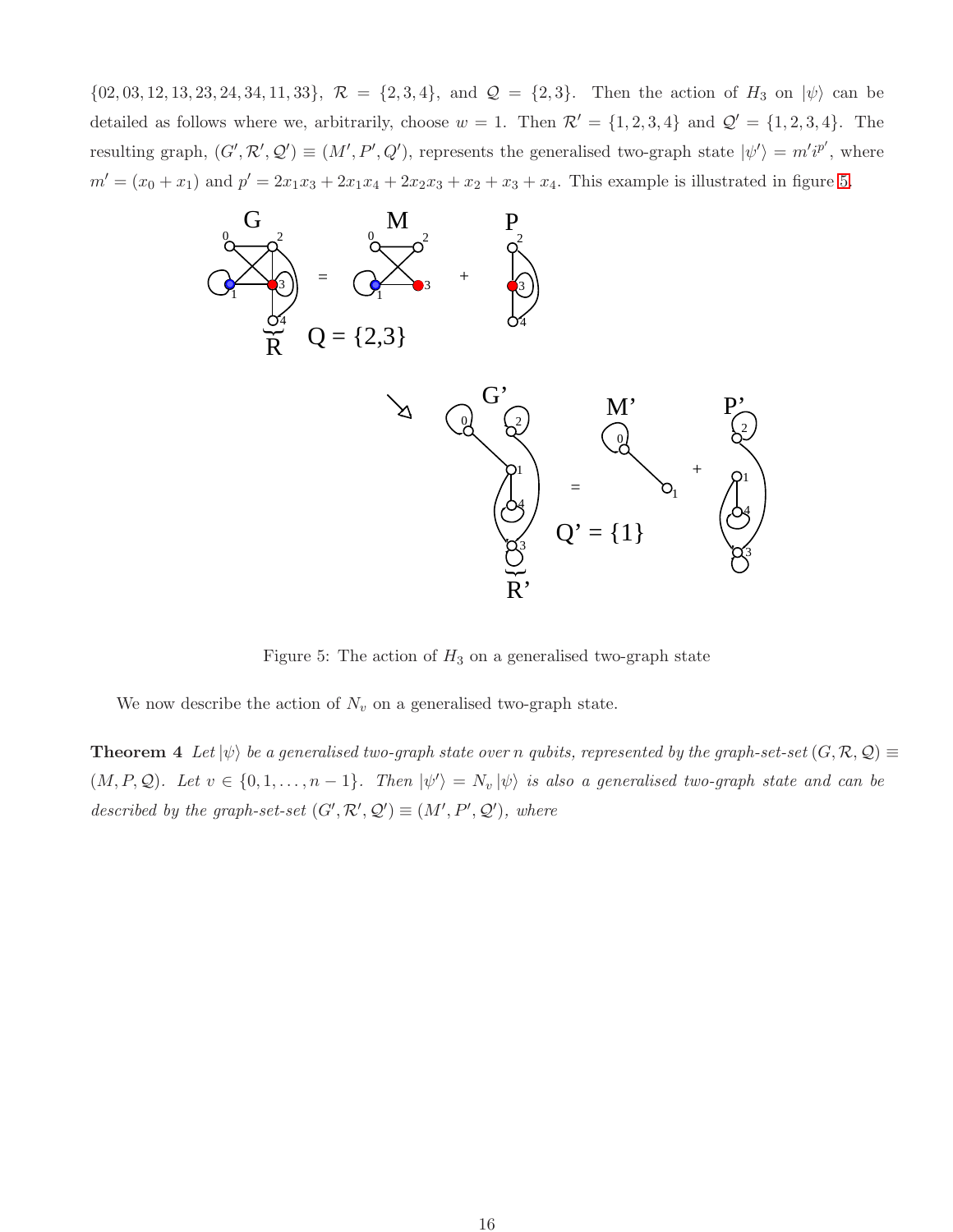$\{02, 03, 12, 13, 23, 24, 34, 11, 33\}$, $\mathcal{R} = \{2, 3, 4\}$, and $\mathcal{Q} = \{2, 3\}$. Then the action of $H_3$ on $|\psi\rangle$ can be detailed as follows where we, arbitrarily, choose $w = 1$. Then $\mathcal{R}' = \{1, 2, 3, 4\}$ and $\mathcal{Q}' = \{1, 2, 3, 4\}$. The resulting graph, $(G', \mathcal{R}', \mathcal{Q}') \equiv (M', P', Q')$, represents the generalised two-graph state $|\psi'\rangle = m' i^{p'}$, where $m' = (x_0 + x_1)$ and $p' = 2x_1x_3 + 2x_1x_4 + 2x_2x_3 + x_2 + x_3 + x_4$. This example is illustrated in figure 5.

Figure 5: The action of $H_3$ on a generalised two-graph state

We now describe the action of $N_v$ on a generalised two-graph state.

**Theorem 4** *Let $|\psi\rangle$ be a generalised two-graph state over $n$ qubits, represented by the graph-set-set $(G, \mathcal{R}, \mathcal{Q}) \equiv (M, P, \mathcal{Q})$. Let $v \in \{0, 1, \ldots, n-1\}$. Then $|\psi'\rangle = N_v |\psi\rangle$ is also a generalised two-graph state and can be described by the graph-set-set $(G', \mathcal{R}', \mathcal{Q}') \equiv (M', P', \mathcal{Q}')$, where*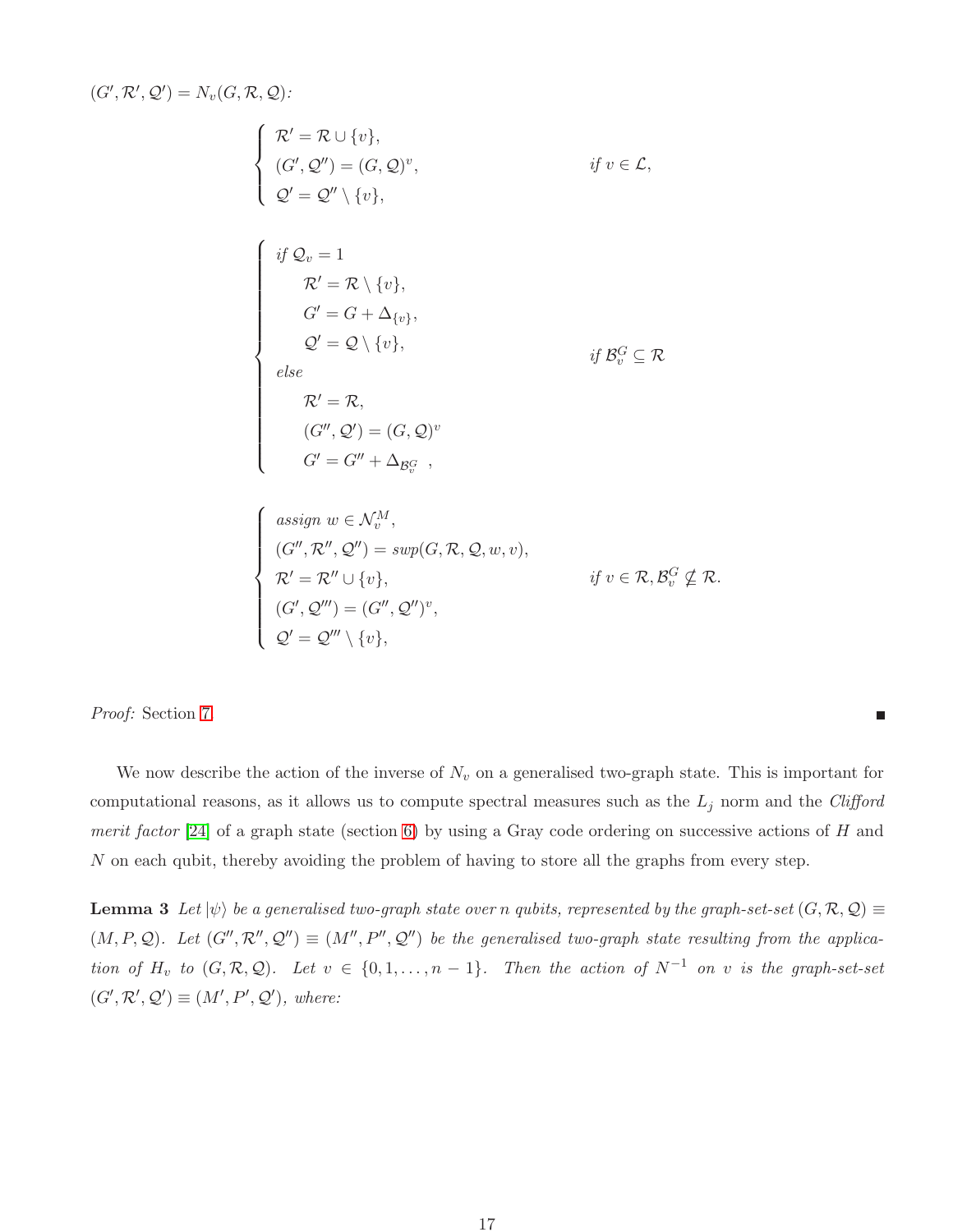$(G', \mathcal{R}', \mathcal{Q}') = N_v(G, \mathcal{R}, \mathcal{Q})$:

$$
\begin{cases}
\mathcal{R}' = \mathcal{R} \cup \{v\}, \\
(G', \mathcal{Q}'') = (G, \mathcal{Q})^v, \\
\mathcal{Q}' = \mathcal{Q}'' \setminus \{v\},
\end{cases}
\qquad \text{if } v \in \mathcal{L},
$$

$$
\begin{cases}
\text{if } \mathcal{Q}_v = 1 \\
\quad \mathcal{R}' = \mathcal{R} \setminus \{v\}, \\
\quad G' = G + \Delta_{\{v\}}, \\
\quad \mathcal{Q}' = \mathcal{Q} \setminus \{v\}, \\
\text{else} \\
\quad \mathcal{R}' = \mathcal{R}, \\
\quad (G'', \mathcal{Q}') = (G, \mathcal{Q})^v \\
\quad G' = G'' + \Delta_{\mathcal{B}_v^G} \ ,
\end{cases}
\qquad \text{if } \mathcal{B}_v^G \subseteq \mathcal{R}
$$

$$
\begin{cases}
\text{assign } w \in \mathcal{N}_v^M, \\
(G'', \mathcal{R}'', \mathcal{Q}'') = swp(G, \mathcal{R}, \mathcal{Q}, w, v), \\
\mathcal{R}' = \mathcal{R}'' \cup \{v\}, \\
(G', \mathcal{Q}''') = (G'', \mathcal{Q}'')^v, \\
\mathcal{Q}' = \mathcal{Q}''' \setminus \{v\},
\end{cases}
\qquad \text{if } v \in \mathcal{R}, \mathcal{B}_v^G \nsubseteq \mathcal{R}.
$$

*Proof:* Section 7 ■

We now describe the action of the inverse of $N_v$ on a generalised two-graph state. This is important for computational reasons, as it allows us to compute spectral measures such as the $L_j$ norm and the *Clifford merit factor* [24] of a graph state (section 6) by using a Gray code ordering on successive actions of $H$ and $N$ on each qubit, thereby avoiding the problem of having to store all the graphs from every step.

**Lemma 3** *Let $|\psi\rangle$ be a generalised two-graph state over $n$ qubits, represented by the graph-set-set $(G, \mathcal{R}, \mathcal{Q}) \equiv (M, P, \mathcal{Q})$. Let $(G'', \mathcal{R}'', \mathcal{Q}'') \equiv (M'', P'', \mathcal{Q}'')$ be the generalised two-graph state resulting from the application of $H_v$ to $(G, \mathcal{R}, \mathcal{Q})$. Let $v \in \{0, 1, \ldots, n-1\}$. Then the action of $N^{-1}$ on $v$ is the graph-set-set $(G', \mathcal{R}', \mathcal{Q}') \equiv (M', P', \mathcal{Q}')$, where:*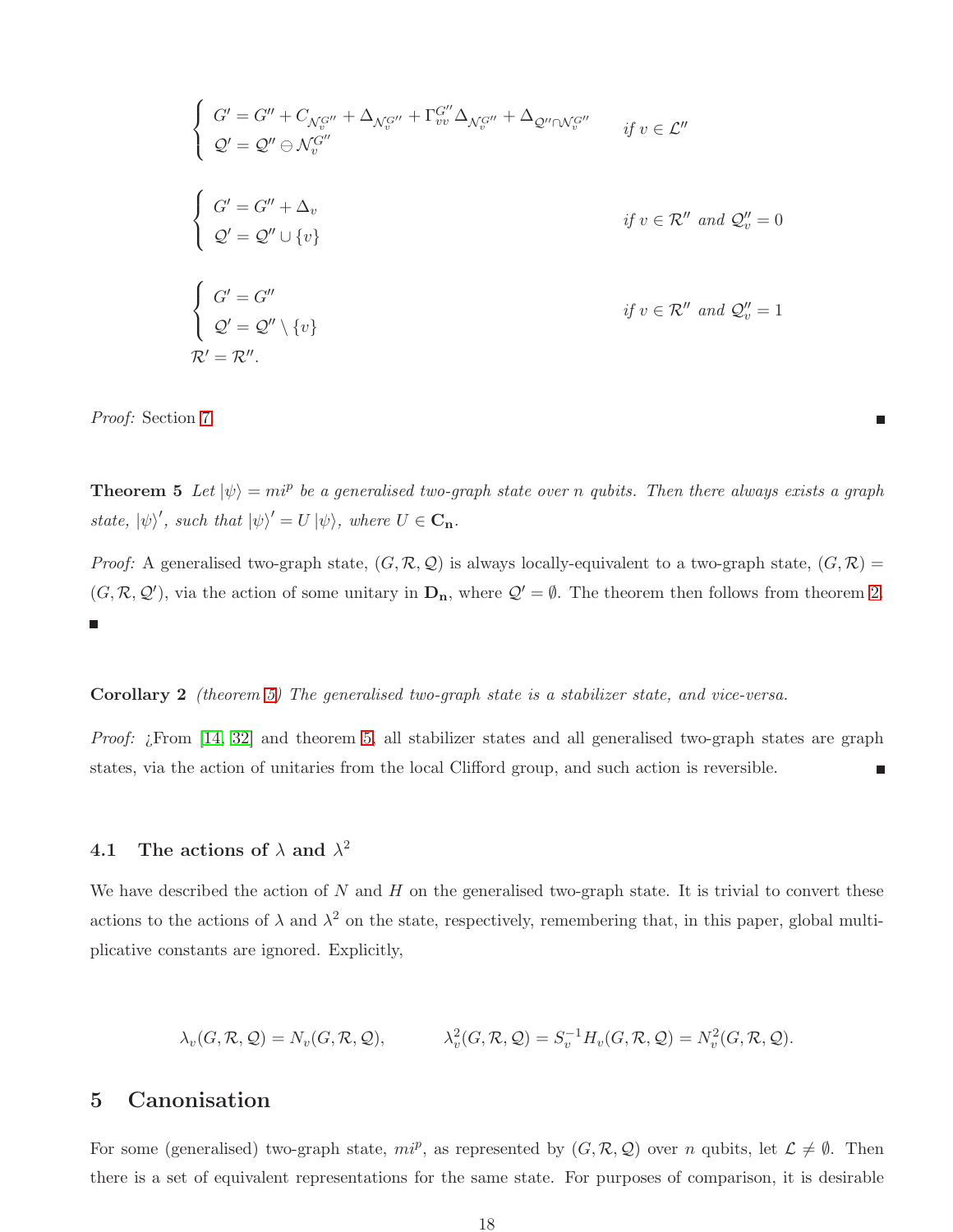$$
\begin{cases} G' = G'' + C_{\mathcal{N}_v^{G''}} + \Delta_{\mathcal{N}_v^{G''}} + \Gamma_{vv}^{G''} \Delta_{\mathcal{N}_v^{G''}} + \Delta_{\mathcal{Q}'' \cap \mathcal{N}_v^{G''}} \\ \mathcal{Q}' = \mathcal{Q}'' \ominus \mathcal{N}_v^{G''} \end{cases} \quad \textit{if } v \in \mathcal{L}''
$$

$$
\begin{cases} G' = G'' + \Delta_v \\ \mathcal{Q}' = \mathcal{Q}'' \cup \{v\} \end{cases} \quad \textit{if } v \in \mathcal{R}'' \textit{ and } \mathcal{Q}''_v = 0
$$

$$
\begin{cases} G' = G'' \\ \mathcal{Q}' = \mathcal{Q}'' \setminus \{v\} \end{cases} \quad \textit{if } v \in \mathcal{R}'' \textit{ and } \mathcal{Q}''_v = 1
$$

$$
\mathcal{R}' = \mathcal{R}''.
$$

*Proof:* Section 7 ■

**Theorem 5** *Let $|\psi\rangle = mi^p$ be a generalised two-graph state over $n$ qubits. Then there always exists a graph state, $|\psi\rangle'$, such that $|\psi\rangle' = U|\psi\rangle$, where $U \in \mathbf{C_n}$.*

*Proof:* A generalised two-graph state, $(G, \mathcal{R}, \mathcal{Q})$ is always locally-equivalent to a two-graph state, $(G, \mathcal{R}) = (G, \mathcal{R}, \mathcal{Q}')$, via the action of some unitary in $\mathbf{D_n}$, where $\mathcal{Q}' = \emptyset$. The theorem then follows from theorem 2. ■

**Corollary 2** *(theorem 5) The generalised two-graph state is a stabilizer state, and vice-versa.*

*Proof:* ¿From [14, 32] and theorem 5, all stabilizer states and all generalised two-graph states are graph states, via the action of unitaries from the local Clifford group, and such action is reversible. ■

## 4.1 The actions of $\lambda$ and $\lambda^2$

We have described the action of $N$ and $H$ on the generalised two-graph state. It is trivial to convert these actions to the actions of $\lambda$ and $\lambda^2$ on the state, respectively, remembering that, in this paper, global multiplicative constants are ignored. Explicitly,

$$
\lambda_v(G, \mathcal{R}, \mathcal{Q}) = N_v(G, \mathcal{R}, \mathcal{Q}), \qquad \lambda_v^2(G, \mathcal{R}, \mathcal{Q}) = S_v^{-1} H_v(G, \mathcal{R}, \mathcal{Q}) = N_v^2(G, \mathcal{R}, \mathcal{Q}).
$$

# 5 Canonisation

For some (generalised) two-graph state, $mi^p$, as represented by $(G, \mathcal{R}, \mathcal{Q})$ over $n$ qubits, let $\mathcal{L} \neq \emptyset$. Then there is a set of equivalent representations for the same state. For purposes of comparison, it is desirable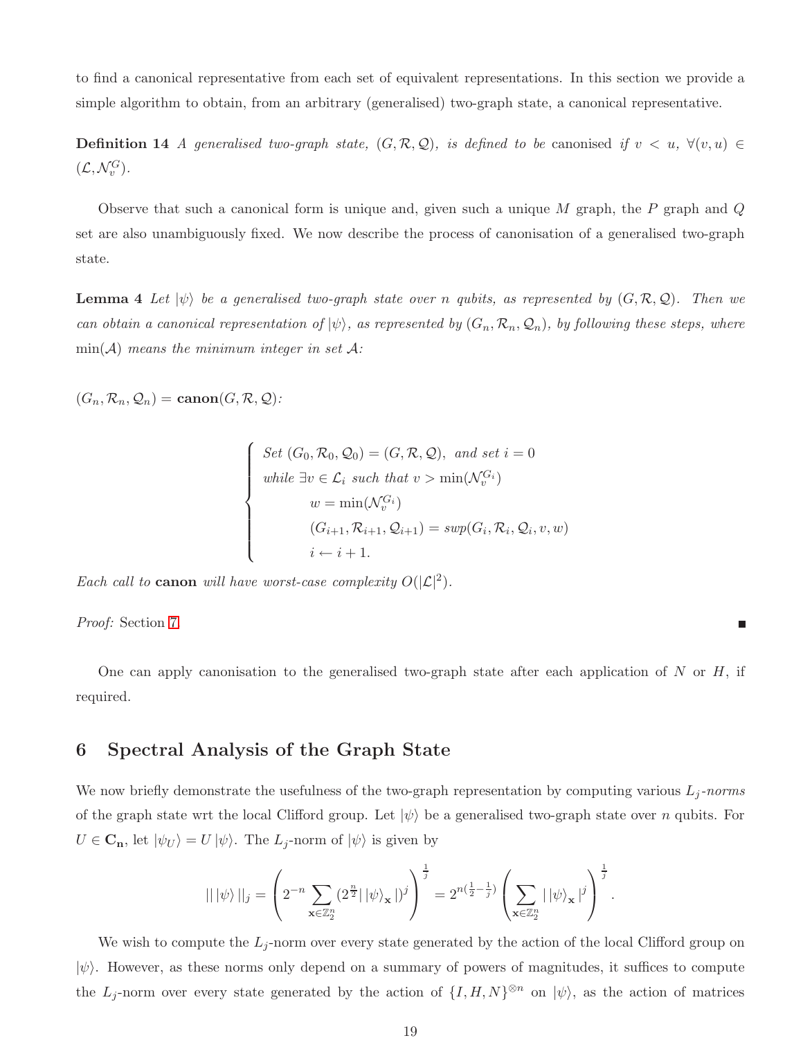to find a canonical representative from each set of equivalent representations. In this section we provide a simple algorithm to obtain, from an arbitrary (generalised) two-graph state, a canonical representative.

**Definition 14** *A generalised two-graph state, $(G, \mathcal{R}, \mathcal{Q})$, is defined to be* canonised *if $v < u$, $\forall (v,u) \in (\mathcal{L}, \mathcal{N}_v^G)$.*

Observe that such a canonical form is unique and, given such a unique $M$ graph, the $P$ graph and $Q$ set are also unambiguously fixed. We now describe the process of canonisation of a generalised two-graph state.

**Lemma 4** *Let $|\psi\rangle$ be a generalised two-graph state over $n$ qubits, as represented by $(G, \mathcal{R}, \mathcal{Q})$. Then we can obtain a canonical representation of $|\psi\rangle$, as represented by $(G_n, \mathcal{R}_n, \mathcal{Q}_n)$, by following these steps, where $\min(\mathcal{A})$ means the minimum integer in set $\mathcal{A}$:*

$(G_n, \mathcal{R}_n, \mathcal{Q}_n) = \mathbf{canon}(G, \mathcal{R}, \mathcal{Q})$:

$$
\begin{cases}
\textit{Set } (G_0, \mathcal{R}_0, \mathcal{Q}_0) = (G, \mathcal{R}, \mathcal{Q}), \textit{ and set } i = 0 \\
\textit{while } \exists v \in \mathcal{L}_i \textit{ such that } v > \min(\mathcal{N}_v^{G_i}) \\
\qquad w = \min(\mathcal{N}_v^{G_i}) \\
\qquad (G_{i+1}, \mathcal{R}_{i+1}, \mathcal{Q}_{i+1}) = \textit{swp}(G_i, \mathcal{R}_i, \mathcal{Q}_i, v, w) \\
\qquad i \leftarrow i + 1.
\end{cases}
$$

*Each call to* **canon** *will have worst-case complexity $O(|\mathcal{L}|^2)$.*

*Proof:* Section 7 ∎

One can apply canonisation to the generalised two-graph state after each application of $N$ or $H$, if required.

## 6 Spectral Analysis of the Graph State

We now briefly demonstrate the usefulness of the two-graph representation by computing various $L_j$-*norms* of the graph state wrt the local Clifford group. Let $|\psi\rangle$ be a generalised two-graph state over $n$ qubits. For $U \in \mathbf{C_n}$, let $|\psi_U\rangle = U|\psi\rangle$. The $L_j$-norm of $|\psi\rangle$ is given by

$$
||\,|\psi\rangle\,||_j = \left( 2^{-n} \sum_{\mathbf{x} \in \mathbb{Z}_2^n} (2^{\frac{n}{2}} |\,|\psi\rangle_{\mathbf{x}}\,|)^j \right)^{\frac{1}{j}} = 2^{n(\frac{1}{2} - \frac{1}{j})} \left( \sum_{\mathbf{x} \in \mathbb{Z}_2^n} |\,|\psi\rangle_{\mathbf{x}}\,|^j \right)^{\frac{1}{j}}.
$$

We wish to compute the $L_j$-norm over every state generated by the action of the local Clifford group on $|\psi\rangle$. However, as these norms only depend on a summary of powers of magnitudes, it suffices to compute the $L_j$-norm over every state generated by the action of $\{I, H, N\}^{\otimes n}$ on $|\psi\rangle$, as the action of matrices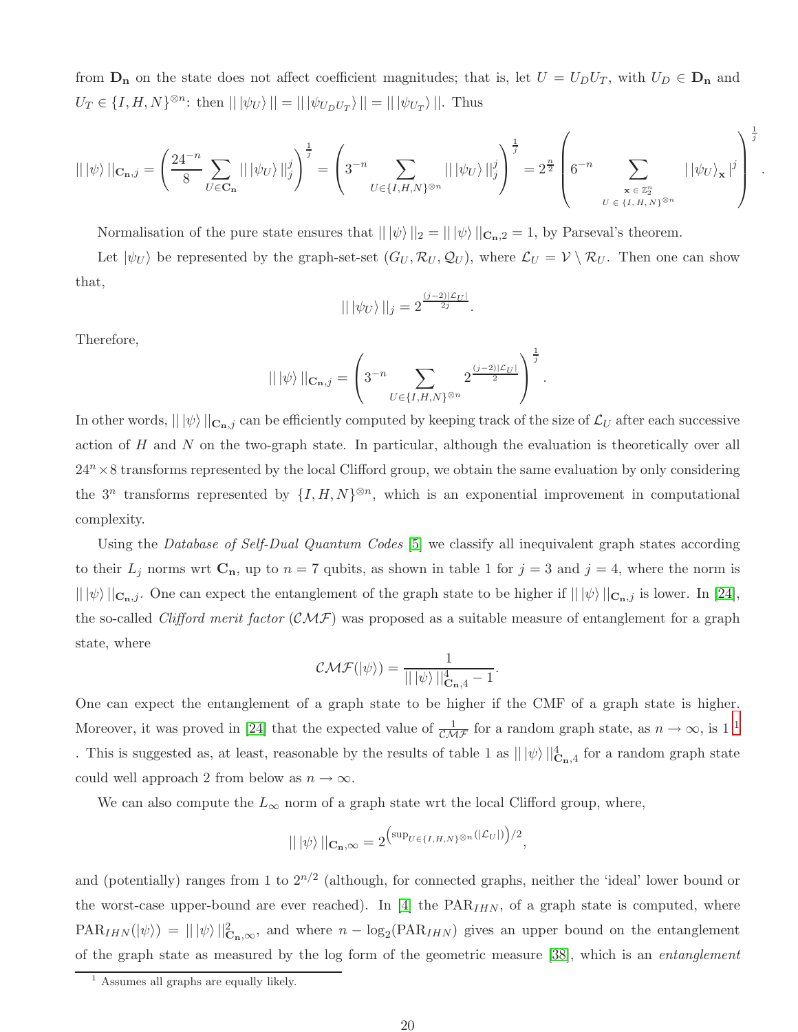from $\mathbf{D_n}$ on the state does not affect coefficient magnitudes; that is, let $U = U_D U_T$, with $U_D \in \mathbf{D_n}$ and $U_T \in \{I, H, N\}^{\otimes n}$: then $||\,|\psi_U\rangle\,|| = ||\,|\psi_{U_D U_T}\rangle\,|| = ||\,|\psi_{U_T}\rangle\,||$. Thus

$$||\,|\psi\rangle\,||_{\mathbf{C_n},j} = \left(\frac{24^{-n}}{8}\sum_{U\in\mathbf{C_n}}||\,|\psi_U\rangle\,||_j^j\right)^{\frac{1}{j}} = \left(3^{-n}\sum_{U\in\{I,H,N\}^{\otimes n}}||\,|\psi_U\rangle\,||_j^j\right)^{\frac{1}{j}} = 2^{\frac{n}{2}}\left(6^{-n}\sum_{\substack{\mathbf{x}\,\in\,\mathbb{Z}_2^n\\ U\,\in\,\{I,\,H,\,N\}^{\otimes n}}}|\,|\psi_U\rangle_{\mathbf{x}}\,|^j\right)^{\frac{1}{j}}.$$

Normalisation of the pure state ensures that $||\,|\psi\rangle\,||_2 = ||\,|\psi\rangle\,||_{\mathbf{C_n},2} = 1$, by Parseval's theorem.

Let $|\psi_U\rangle$ be represented by the graph-set-set $(G_U, \mathcal{R}_U, \mathcal{Q}_U)$, where $\mathcal{L}_U = \mathcal{V}\setminus\mathcal{R}_U$. Then one can show that,

$$||\,|\psi_U\rangle\,||_j = 2^{\frac{(j-2)|\mathcal{L}_U|}{2j}}.$$

Therefore,

$$||\,|\psi\rangle\,||_{\mathbf{C_n},j} = \left(3^{-n}\sum_{U\in\{I,H,N\}^{\otimes n}}2^{\frac{(j-2)|\mathcal{L}_U|}{2}}\right)^{\frac{1}{j}}.$$

In other words, $||\,|\psi\rangle\,||_{\mathbf{C_n},j}$ can be efficiently computed by keeping track of the size of $\mathcal{L}_U$ after each successive action of $H$ and $N$ on the two-graph state. In particular, although the evaluation is theoretically over all $24^n \times 8$ transforms represented by the local Clifford group, we obtain the same evaluation by only considering the $3^n$ transforms represented by $\{I, H, N\}^{\otimes n}$, which is an exponential improvement in computational complexity.

Using the *Database of Self-Dual Quantum Codes* [5] we classify all inequivalent graph states according to their $L_j$ norms wrt $\mathbf{C_n}$, up to $n = 7$ qubits, as shown in table 1 for $j = 3$ and $j = 4$, where the norm is $||\,|\psi\rangle\,||_{\mathbf{C_n},j}$. One can expect the entanglement of the graph state to be higher if $||\,|\psi\rangle\,||_{\mathbf{C_n},j}$ is lower. In [24], the so-called *Clifford merit factor* ($\mathcal{CMF}$) was proposed as a suitable measure of entanglement for a graph state, where

$$\mathcal{CMF}(|\psi\rangle) = \frac{1}{||\,|\psi\rangle\,||_{\mathbf{C_n},4}^4 - 1}.$$

One can expect the entanglement of a graph state to be higher if the CMF of a graph state is higher. Moreover, it was proved in [24] that the expected value of $\frac{1}{\mathcal{CMF}}$ for a random graph state, as $n \to \infty$, is 1 [1]. This is suggested as, at least, reasonable by the results of table 1 as $||\,|\psi\rangle\,||_{\mathbf{C_n},4}^4$ for a random graph state could well approach 2 from below as $n \to \infty$.

We can also compute the $L_\infty$ norm of a graph state wrt the local Clifford group, where,

$$||\,|\psi\rangle\,||_{\mathbf{C_n},\infty} = 2^{\left(\sup_{U\in\{I,H,N\}^{\otimes n}}(|\mathcal{L}_U|)\right)/2},$$

and (potentially) ranges from 1 to $2^{n/2}$ (although, for connected graphs, neither the 'ideal' lower bound or the worst-case upper-bound are ever reached). In [4] the $\mathrm{PAR}_{IHN}$, of a graph state is computed, where $\mathrm{PAR}_{IHN}(|\psi\rangle) = ||\,|\psi\rangle\,||_{\mathbf{C_n},\infty}^2$, and where $n - \log_2(\mathrm{PAR}_{IHN})$ gives an upper bound on the entanglement of the graph state as measured by the log form of the geometric measure [38], which is an *entanglement*

[1] Assumes all graphs are equally likely.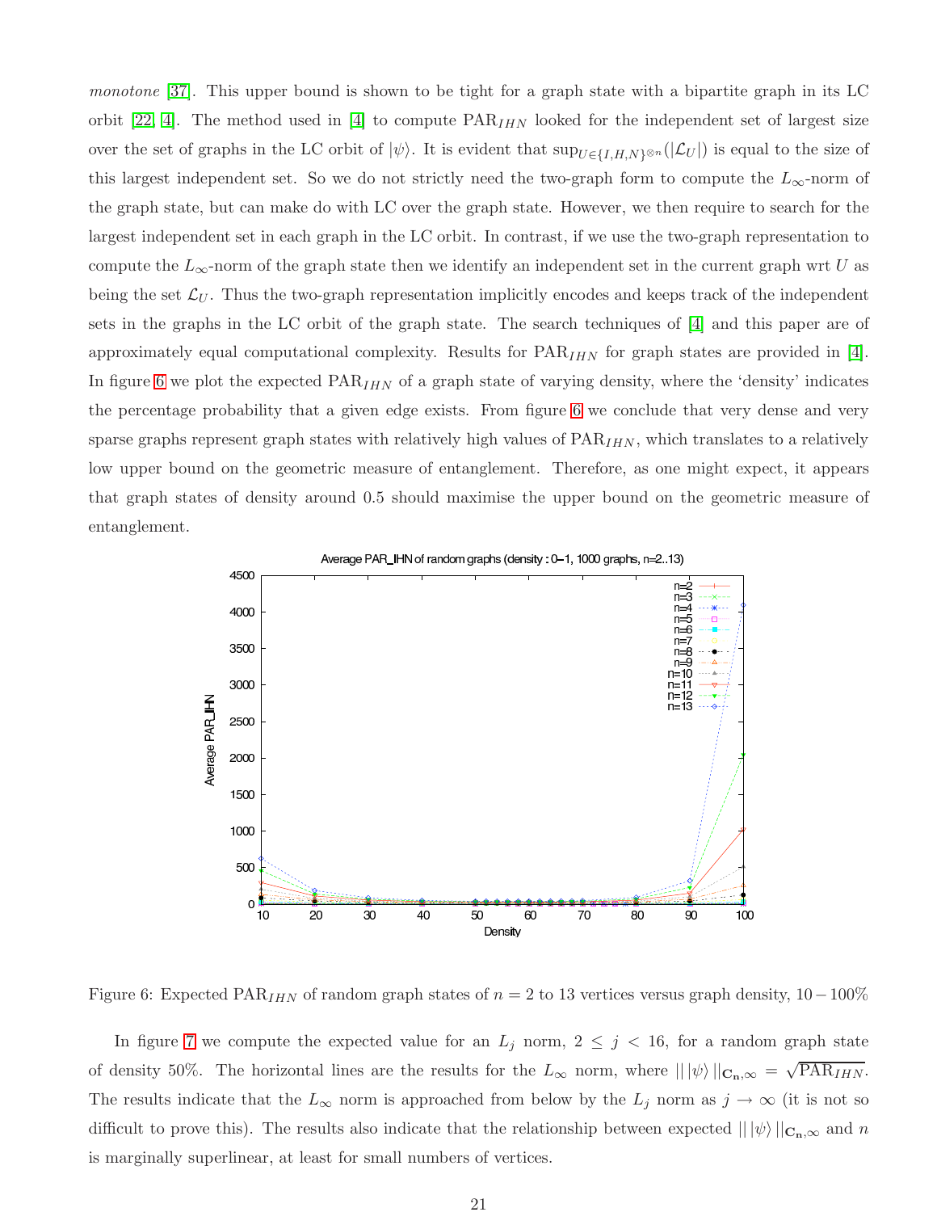*monotone* [37]. This upper bound is shown to be tight for a graph state with a bipartite graph in its LC orbit [22, 4]. The method used in [4] to compute $\mathrm{PAR}_{IHN}$ looked for the independent set of largest size over the set of graphs in the LC orbit of $|\psi\rangle$. It is evident that $\sup_{U \in \{I,H,N\}^{\otimes n}}(|\mathcal{L}_U|)$ is equal to the size of this largest independent set. So we do not strictly need the two-graph form to compute the $L_\infty$-norm of the graph state, but can make do with LC over the graph state. However, we then require to search for the largest independent set in each graph in the LC orbit. In contrast, if we use the two-graph representation to compute the $L_\infty$-norm of the graph state then we identify an independent set in the current graph wrt $U$ as being the set $\mathcal{L}_U$. Thus the two-graph representation implicitly encodes and keeps track of the independent sets in the graphs in the LC orbit of the graph state. The search techniques of [4] and this paper are of approximately equal computational complexity. Results for $\mathrm{PAR}_{IHN}$ for graph states are provided in [4]. In figure 6 we plot the expected $\mathrm{PAR}_{IHN}$ of a graph state of varying density, where the 'density' indicates the percentage probability that a given edge exists. From figure 6 we conclude that very dense and very sparse graphs represent graph states with relatively high values of $\mathrm{PAR}_{IHN}$, which translates to a relatively low upper bound on the geometric measure of entanglement. Therefore, as one might expect, it appears that graph states of density around 0.5 should maximise the upper bound on the geometric measure of entanglement.

Figure 6: Expected $\mathrm{PAR}_{IHN}$ of random graph states of $n = 2$ to 13 vertices versus graph density, $10 - 100\%$

In figure 7 we compute the expected value for an $L_j$ norm, $2 \le j < 16$, for a random graph state of density 50%. The horizontal lines are the results for the $L_\infty$ norm, where $|| \, |\psi\rangle \, ||_{\mathbf{C_n},\infty} = \sqrt{\mathrm{PAR}_{IHN}}$. The results indicate that the $L_\infty$ norm is approached from below by the $L_j$ norm as $j \to \infty$ (it is not so difficult to prove this). The results also indicate that the relationship between expected $|| \, |\psi\rangle \, ||_{\mathbf{C_n},\infty}$ and $n$ is marginally superlinear, at least for small numbers of vertices.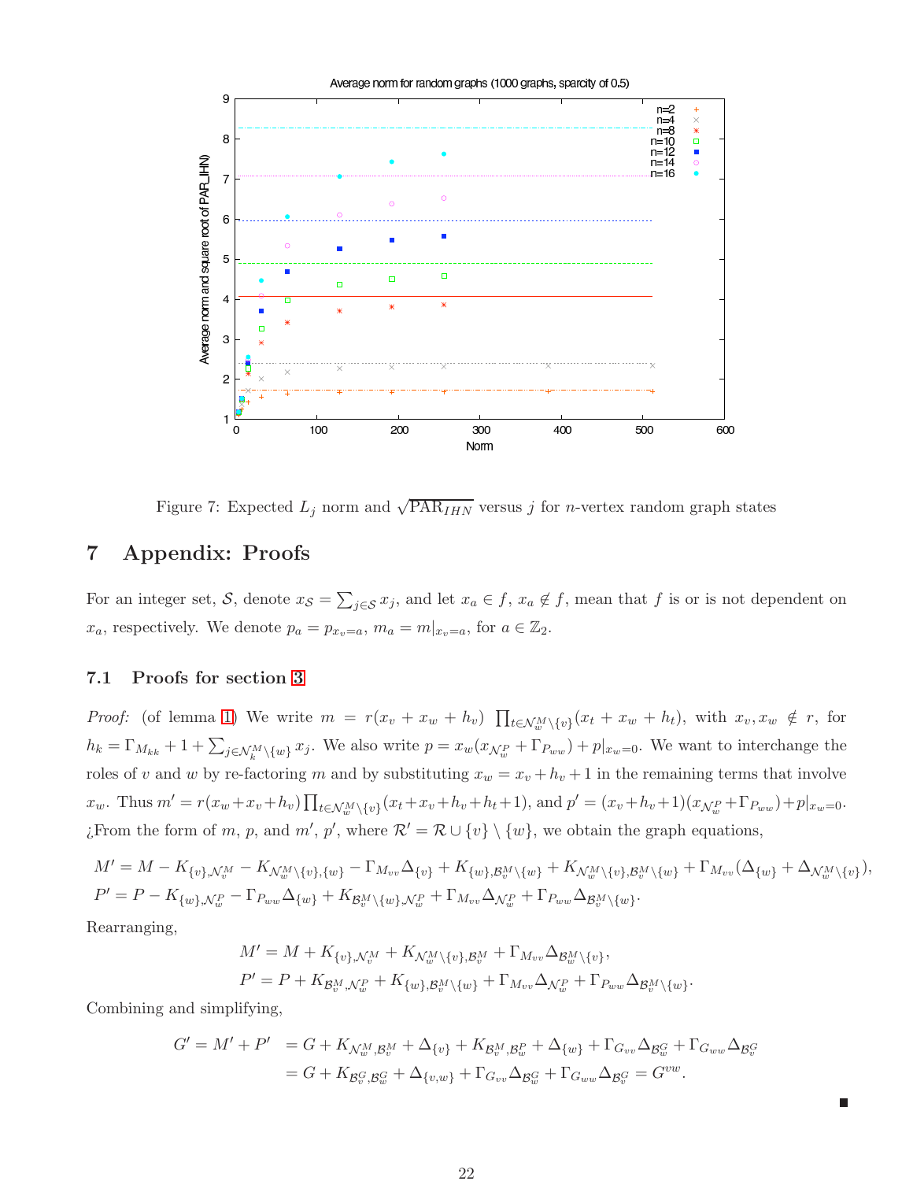Figure 7: Expected $L_j$ norm and $\sqrt{\text{PAR}_{IHN}}$ versus $j$ for $n$-vertex random graph states

# 7 Appendix: Proofs

For an integer set, $\mathcal{S}$, denote $x_{\mathcal{S}} = \sum_{j \in \mathcal{S}} x_j$, and let $x_a \in f$, $x_a \notin f$, mean that $f$ is or is not dependent on $x_a$, respectively. We denote $p_a = p_{x_v = a}$, $m_a = m|_{x_v=a}$, for $a \in \mathbb{Z}_2$.

## 7.1 Proofs for section 3

*Proof:* (of lemma 1) We write $m = r(x_v + x_w + h_v) \prod_{t \in \mathcal{N}_w^M \setminus \{v\}} (x_t + x_w + h_t)$, with $x_v, x_w \notin r$, for $h_k = \Gamma_{M_{kk}} + 1 + \sum_{j \in \mathcal{N}_k^M \setminus \{w\}} x_j$. We also write $p = x_w(x_{\mathcal{N}_w^P} + \Gamma_{P_{ww}}) + p|_{x_w=0}$. We want to interchange the roles of $v$ and $w$ by re-factoring $m$ and by substituting $x_w = x_v + h_v + 1$ in the remaining terms that involve $x_w$. Thus $m' = r(x_w + x_v + h_v) \prod_{t \in \mathcal{N}_w^M \setminus \{v\}} (x_t + x_v + h_v + h_t + 1)$, and $p' = (x_v + h_v + 1)(x_{\mathcal{N}_w^P} + \Gamma_{P_{ww}}) + p|_{x_w=0}$. ¿From the form of $m$, $p$, and $m'$, $p'$, where $\mathcal{R}' = \mathcal{R} \cup \{v\} \setminus \{w\}$, we obtain the graph equations,

$$
\begin{aligned}
M' &= M - K_{\{v\}, \mathcal{N}_v^M} - K_{\mathcal{N}_w^M \setminus \{v\}, \{w\}} - \Gamma_{M_{vv}} \Delta_{\{v\}} + K_{\{w\}, \mathcal{B}_v^M \setminus \{w\}} + K_{\mathcal{N}_w^M \setminus \{v\}, \mathcal{B}_v^M \setminus \{w\}} + \Gamma_{M_{vv}} (\Delta_{\{w\}} + \Delta_{\mathcal{N}_w^M \setminus \{v\}}), \\
P' &= P - K_{\{w\}, \mathcal{N}_w^P} - \Gamma_{P_{ww}} \Delta_{\{w\}} + K_{\mathcal{B}_v^M \setminus \{w\}, \mathcal{N}_w^P} + \Gamma_{M_{vv}} \Delta_{\mathcal{N}_w^P} + \Gamma_{P_{ww}} \Delta_{\mathcal{B}_v^M \setminus \{w\}}.
\end{aligned}
$$

Rearranging,

$$
\begin{aligned}
M' &= M + K_{\{v\}, \mathcal{N}_v^M} + K_{\mathcal{N}_w^M \setminus \{v\}, \mathcal{B}_v^M} + \Gamma_{M_{vv}} \Delta_{\mathcal{B}_w^M \setminus \{v\}}, \\
P' &= P + K_{\mathcal{B}_v^M, \mathcal{N}_w^P} + K_{\{w\}, \mathcal{B}_v^M \setminus \{w\}} + \Gamma_{M_{vv}} \Delta_{\mathcal{N}_w^P} + \Gamma_{P_{ww}} \Delta_{\mathcal{B}_v^M \setminus \{w\}}.
\end{aligned}
$$

Combining and simplifying,

$$
\begin{aligned}
G' = M' + P' &= G + K_{\mathcal{N}_w^M, \mathcal{B}_v^M} + \Delta_{\{v\}} + K_{\mathcal{B}_v^M, \mathcal{B}_w^P} + \Delta_{\{w\}} + \Gamma_{G_{vv}} \Delta_{\mathcal{B}_w^G} + \Gamma_{G_{ww}} \Delta_{\mathcal{B}_v^G} \\
&= G + K_{\mathcal{B}_v^G, \mathcal{B}_w^G} + \Delta_{\{v,w\}} + \Gamma_{G_{vv}} \Delta_{\mathcal{B}_w^G} + \Gamma_{G_{ww}} \Delta_{\mathcal{B}_v^G} = G^{vw}.
\end{aligned}
$$

■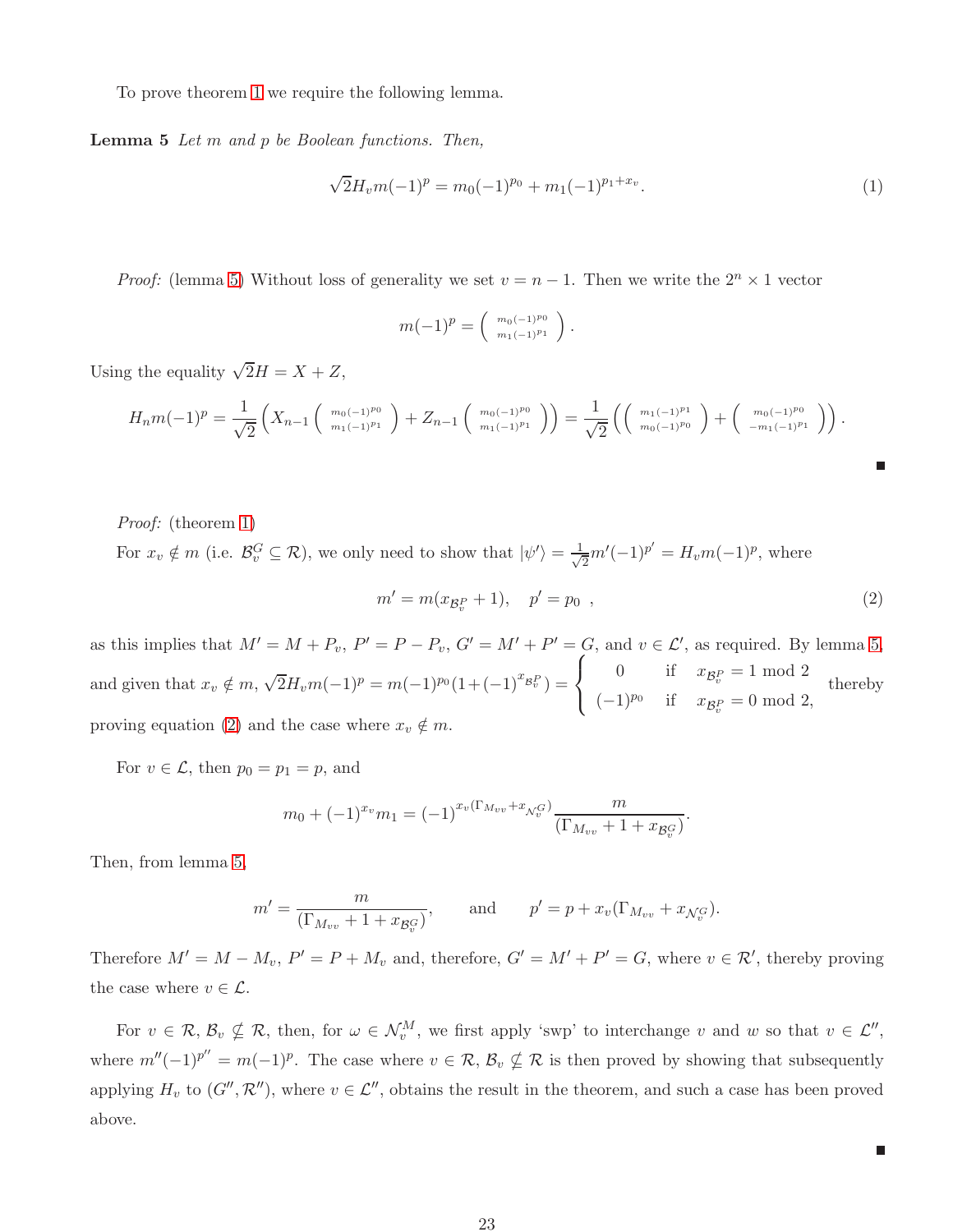To prove theorem 1 we require the following lemma.

**Lemma 5** *Let $m$ and $p$ be Boolean functions. Then,*

$$\sqrt{2}H_v m(-1)^p = m_0(-1)^{p_0} + m_1(-1)^{p_1+x_v}. \tag{1}$$

*Proof:* (lemma 5) Without loss of generality we set $v = n-1$. Then we write the $2^n \times 1$ vector

$$m(-1)^p = \begin{pmatrix} m_0(-1)^{p_0} \\ m_1(-1)^{p_1} \end{pmatrix}.$$

Using the equality $\sqrt{2}H = X + Z$,

$$H_n m(-1)^p = \frac{1}{\sqrt{2}}\left( X_{n-1}\begin{pmatrix} m_0(-1)^{p_0} \\ m_1(-1)^{p_1} \end{pmatrix} + Z_{n-1}\begin{pmatrix} m_0(-1)^{p_0} \\ m_1(-1)^{p_1} \end{pmatrix}\right) = \frac{1}{\sqrt{2}}\left(\begin{pmatrix} m_1(-1)^{p_1} \\ m_0(-1)^{p_0} \end{pmatrix} + \begin{pmatrix} m_0(-1)^{p_0} \\ -m_1(-1)^{p_1} \end{pmatrix}\right).$$

■

*Proof:* (theorem 1)

For $x_v \notin m$ (i.e. $\mathcal{B}_v^G \subseteq \mathcal{R}$), we only need to show that $|\psi'\rangle = \frac{1}{\sqrt{2}} m'(-1)^{p'} = H_v m(-1)^p$, where

$$m' = m(x_{\mathcal{B}_v^P} + 1), \quad p' = p_0 \ , \tag{2}$$

as this implies that $M' = M + P_v$, $P' = P - P_v$, $G' = M' + P' = G$, and $v \in \mathcal{L}'$, as required. By lemma 5, and given that $x_v \notin m$, $\sqrt{2}H_v m(-1)^p = m(-1)^{p_0}(1 + (-1)^{x_{\mathcal{B}_v^P}}) = \begin{cases} 0 & \text{if} \quad x_{\mathcal{B}_v^P} = 1 \bmod 2 \\ (-1)^{p_0} & \text{if} \quad x_{\mathcal{B}_v^P} = 0 \bmod 2, \end{cases}$ thereby proving equation (2) and the case where $x_v \notin m$.

For $v \in \mathcal{L}$, then $p_0 = p_1 = p$, and

$$m_0 + (-1)^{x_v} m_1 = (-1)^{x_v(\Gamma_{M_{vv}} + x_{\mathcal{N}_v^G})} \frac{m}{(\Gamma_{M_{vv}} + 1 + x_{\mathcal{B}_v^G})}.$$

Then, from lemma 5,

$$m' = \frac{m}{(\Gamma_{M_{vv}} + 1 + x_{\mathcal{B}_v^G})}, \qquad \text{and} \qquad p' = p + x_v(\Gamma_{M_{vv}} + x_{\mathcal{N}_v^G}).$$

Therefore $M' = M - M_v$, $P' = P + M_v$ and, therefore, $G' = M' + P' = G$, where $v \in \mathcal{R}'$, thereby proving the case where $v \in \mathcal{L}$.

For $v \in \mathcal{R}$, $\mathcal{B}_v \not\subseteq \mathcal{R}$, then, for $\omega \in \mathcal{N}_v^M$, we first apply 'swp' to interchange $v$ and $w$ so that $v \in \mathcal{L}''$, where $m''(-1)^{p''} = m(-1)^p$. The case where $v \in \mathcal{R}$, $\mathcal{B}_v \not\subseteq \mathcal{R}$ is then proved by showing that subsequently applying $H_v$ to $(G'', \mathcal{R}'')$, where $v \in \mathcal{L}''$, obtains the result in the theorem, and such a case has been proved above.

■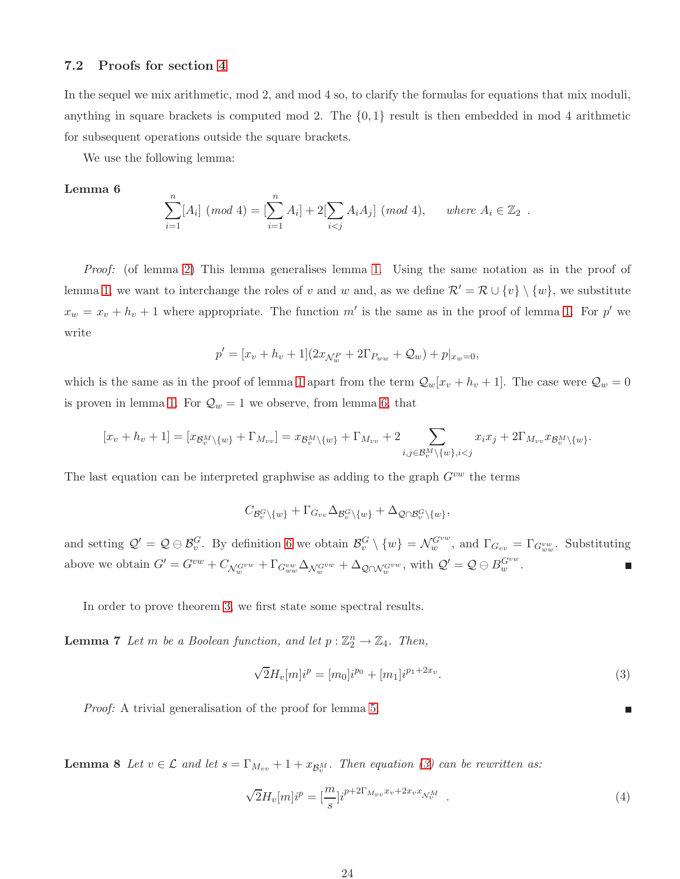### 7.2 Proofs for section 4

In the sequel we mix arithmetic, mod 2, and mod 4 so, to clarify the formulas for equations that mix moduli, anything in square brackets is computed mod 2. The $\{0,1\}$ result is then embedded in mod 4 arithmetic for subsequent operations outside the square brackets.

We use the following lemma:

**Lemma 6**

$$\sum_{i=1}^{n}[A_i] \ (mod\ 4) = [\sum_{i=1}^{n} A_i] + 2[\sum_{i<j} A_i A_j] \ (mod\ 4), \qquad where\ A_i \in \mathbb{Z}_2 \ .$$

*Proof:* (of lemma 2) This lemma generalises lemma 1. Using the same notation as in the proof of lemma 1, we want to interchange the roles of $v$ and $w$ and, as we define $\mathcal{R}' = \mathcal{R} \cup \{v\} \setminus \{w\}$, we substitute $x_w = x_v + h_v + 1$ where appropriate. The function $m'$ is the same as in the proof of lemma 1. For $p'$ we write

$$p' = [x_v + h_v + 1](2x_{\mathcal{N}_w^P} + 2\Gamma_{P_{ww}} + \mathcal{Q}_w) + p|_{x_w=0},$$

which is the same as in the proof of lemma 1 apart from the term $\mathcal{Q}_w[x_v + h_v + 1]$. The case were $\mathcal{Q}_w = 0$ is proven in lemma 1. For $\mathcal{Q}_w = 1$ we observe, from lemma 6, that

$$[x_v + h_v + 1] = [x_{\mathcal{B}_v^M \setminus \{w\}} + \Gamma_{M_{vv}}] = x_{\mathcal{B}_v^M \setminus \{w\}} + \Gamma_{M_{vv}} + 2 \sum_{i,j \in \mathcal{B}_v^M \setminus \{w\}, i<j} x_i x_j + 2\Gamma_{M_{vv}} x_{\mathcal{B}_v^M \setminus \{w\}}.$$

The last equation can be interpreted graphwise as adding to the graph $G^{vw}$ the terms

$$C_{\mathcal{B}_v^G \setminus \{w\}} + \Gamma_{G_{vv}} \Delta_{\mathcal{B}_v^G \setminus \{w\}} + \Delta_{\mathcal{Q} \cap \mathcal{B}_v^G \setminus \{w\}},$$

and setting $\mathcal{Q}' = \mathcal{Q} \ominus \mathcal{B}_v^G$. By definition 6 we obtain $\mathcal{B}_v^G \setminus \{w\} = \mathcal{N}_w^{G^{vw}}$, and $\Gamma_{G_{vv}} = \Gamma_{G_{ww}^{vw}}$. Substituting above we obtain $G' = G^{vw} + C_{\mathcal{N}_w^{G^{vw}}} + \Gamma_{G_{ww}^{vw}} \Delta_{\mathcal{N}_w^{G^{vw}}} + \Delta_{\mathcal{Q} \cap \mathcal{N}_w^{G^{vw}}}$, with $\mathcal{Q}' = \mathcal{Q} \ominus B_w^{G^{vw}}$. ■

In order to prove theorem 3, we first state some spectral results.

**Lemma 7** *Let $m$ be a Boolean function, and let $p : \mathbb{Z}_2^n \to \mathbb{Z}_4$. Then,*

$$\sqrt{2} H_v[m] i^p = [m_0] i^{p_0} + [m_1] i^{p_1 + 2x_v}. \tag{3}$$

*Proof:* A trivial generalisation of the proof for lemma 5. ■

**Lemma 8** *Let $v \in \mathcal{L}$ and let $s = \Gamma_{M_{vv}} + 1 + x_{\mathcal{B}_v^M}$. Then equation (3) can be rewritten as:*

$$\sqrt{2} H_v[m] i^p = [\frac{m}{s}] i^{p + 2\Gamma_{M_{vv}} x_v + 2x_v x_{\mathcal{N}_v^M}} \ . \tag{4}$$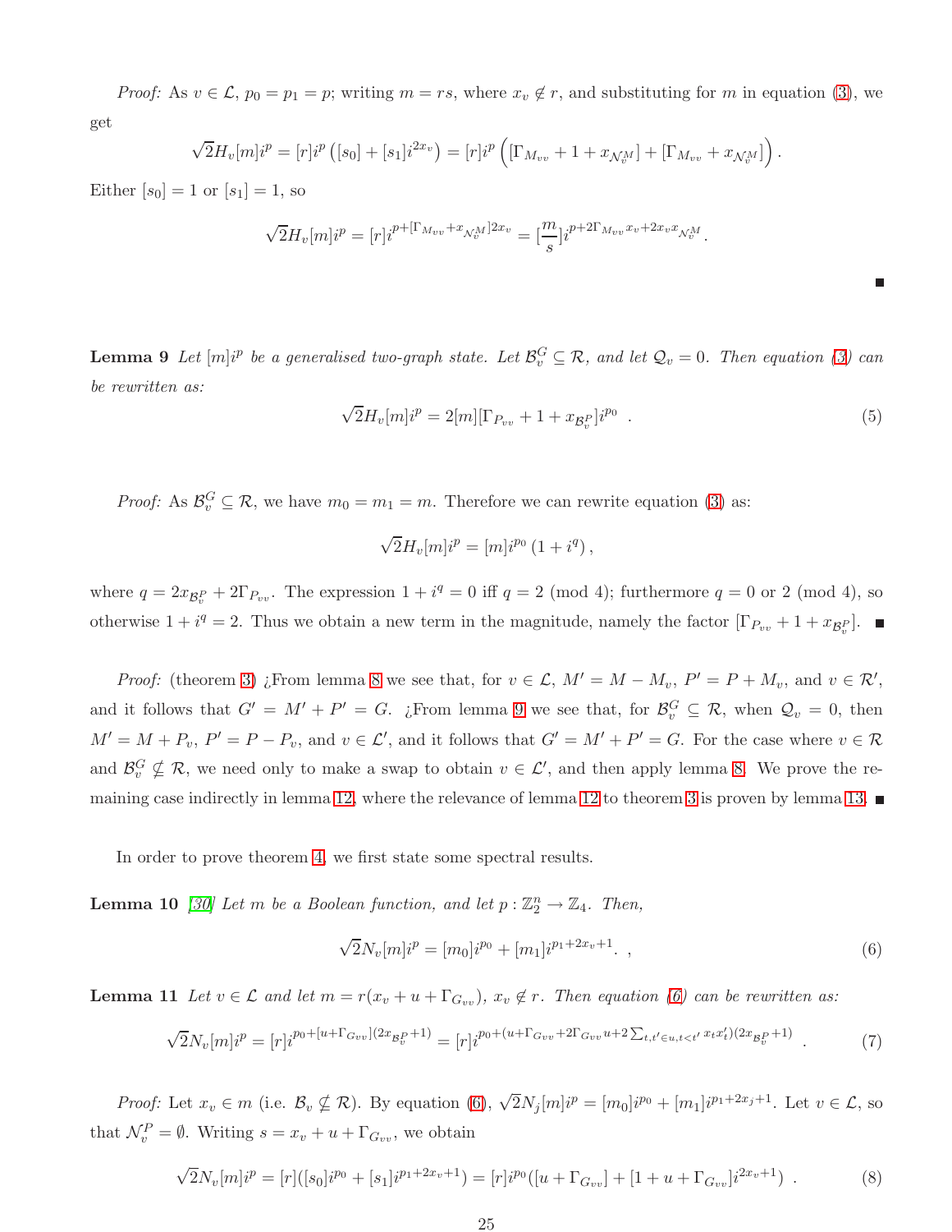*Proof:* As $v \in \mathcal{L}$, $p_0 = p_1 = p$; writing $m = rs$, where $x_v \notin r$, and substituting for $m$ in equation (3), we get

$$\sqrt{2}H_v[m]i^p = [r]i^p\left([s_0] + [s_1]i^{2x_v}\right) = [r]i^p\left([\Gamma_{M_{vv}} + 1 + x_{\mathcal{N}_v^M}] + [\Gamma_{M_{vv}} + x_{\mathcal{N}_v^M}]\right).$$

Either $[s_0] = 1$ or $[s_1] = 1$, so

$$\sqrt{2}H_v[m]i^p = [r]i^{p+[\Gamma_{M_{vv}}+x_{\mathcal{N}_v^M}]2x_v} = [\frac{m}{s}]i^{p+2\Gamma_{M_{vv}}x_v+2x_v x_{\mathcal{N}_v^M}}.$$

■

**Lemma 9** *Let $[m]i^p$ be a generalised two-graph state. Let $\mathcal{B}_v^G \subseteq \mathcal{R}$, and let $\mathcal{Q}_v = 0$. Then equation (3) can be rewritten as:*

$$\sqrt{2}H_v[m]i^p = 2[m][\Gamma_{P_{vv}} + 1 + x_{\mathcal{B}_v^P}]i^{p_0} \quad . \tag{5}$$

*Proof:* As $\mathcal{B}_v^G \subseteq \mathcal{R}$, we have $m_0 = m_1 = m$. Therefore we can rewrite equation (3) as:

$$\sqrt{2}H_v[m]i^p = [m]i^{p_0}\left(1 + i^q\right),$$

where $q = 2x_{\mathcal{B}_v^P} + 2\Gamma_{P_{vv}}$. The expression $1 + i^q = 0$ iff $q = 2 \pmod 4$; furthermore $q = 0$ or $2 \pmod 4$, so otherwise $1 + i^q = 2$. Thus we obtain a new term in the magnitude, namely the factor $[\Gamma_{P_{vv}} + 1 + x_{\mathcal{B}_v^P}]$. ■

*Proof:* (theorem 3) ¿From lemma 8 we see that, for $v \in \mathcal{L}$, $M' = M - M_v$, $P' = P + M_v$, and $v \in \mathcal{R}'$, and it follows that $G' = M' + P' = G$. ¿From lemma 9 we see that, for $\mathcal{B}_v^G \subseteq \mathcal{R}$, when $\mathcal{Q}_v = 0$, then $M' = M + P_v$, $P' = P - P_v$, and $v \in \mathcal{L}'$, and it follows that $G' = M' + P' = G$. For the case where $v \in \mathcal{R}$ and $\mathcal{B}_v^G \not\subseteq \mathcal{R}$, we need only to make a swap to obtain $v \in \mathcal{L}'$, and then apply lemma 8. We prove the remaining case indirectly in lemma 12, where the relevance of lemma 12 to theorem 3 is proven by lemma 13. ■

In order to prove theorem 4, we first state some spectral results.

**Lemma 10** [30] *Let $m$ be a Boolean function, and let $p : \mathbb{Z}_2^n \to \mathbb{Z}_4$. Then,*

$$\sqrt{2}N_v[m]i^p = [m_0]i^{p_0} + [m_1]i^{p_1+2x_v+1}. \ , \tag{6}$$

**Lemma 11** *Let $v \in \mathcal{L}$ and let $m = r(x_v + u + \Gamma_{G_{vv}})$, $x_v \notin r$. Then equation (6) can be rewritten as:*

$$\sqrt{2}N_v[m]i^p = [r]i^{p_0+[u+\Gamma_{G_{vv}}](2x_{\mathcal{B}_v^P}+1)} = [r]i^{p_0+(u+\Gamma_{G_{vv}}+2\Gamma_{G_{vv}}u+2\sum_{t,t'\in u, t<t'} x_t x_t')(2x_{\mathcal{B}_v^P}+1)} \quad . \tag{7}$$

*Proof:* Let $x_v \in m$ (i.e. $\mathcal{B}_v \not\subseteq \mathcal{R}$). By equation (6), $\sqrt{2}N_j[m]i^p = [m_0]i^{p_0} + [m_1]i^{p_1+2x_j+1}$. Let $v \in \mathcal{L}$, so that $\mathcal{N}_v^P = \emptyset$. Writing $s = x_v + u + \Gamma_{G_{vv}}$, we obtain

$$\sqrt{2}N_v[m]i^p = [r]([s_0]i^{p_0} + [s_1]i^{p_1+2x_v+1}) = [r]i^{p_0}([u + \Gamma_{G_{vv}}] + [1 + u + \Gamma_{G_{vv}}]i^{2x_v+1}) \ . \tag{8}$$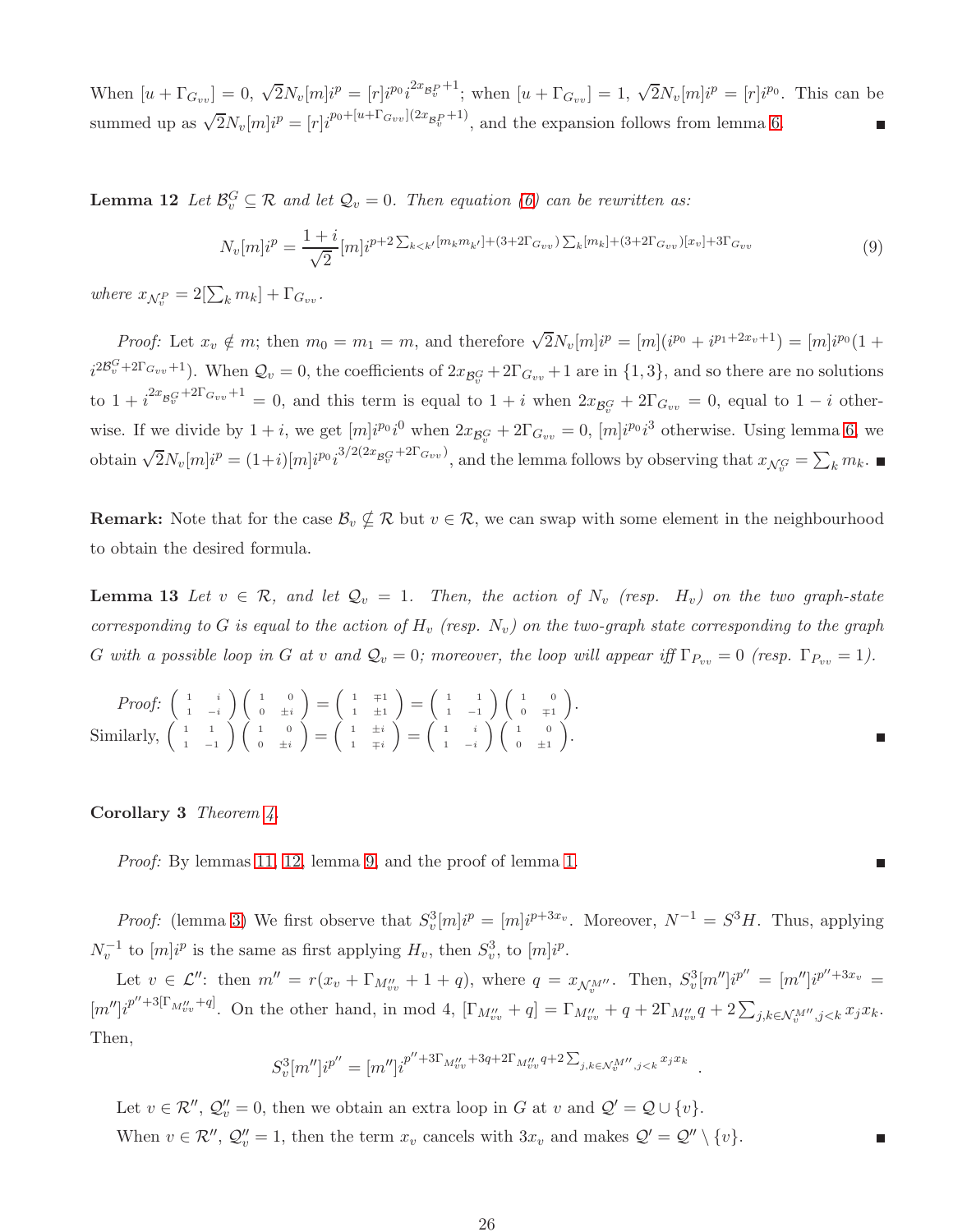When $[u+\Gamma_{G_{vv}}]=0$, $\sqrt{2}N_v[m]i^p=[r]i^{p_0}i^{2x_{\mathcal{B}^P_v}+1}$; when $[u+\Gamma_{G_{vv}}]=1$, $\sqrt{2}N_v[m]i^p=[r]i^{p_0}$. This can be summed up as $\sqrt{2}N_v[m]i^p=[r]i^{p_0+[u+\Gamma_{G_{vv}}](2x_{\mathcal{B}^P_v}+1)}$, and the expansion follows from lemma 6. ■

**Lemma 12** *Let $\mathcal{B}^G_v \subseteq \mathcal{R}$ and let $\mathcal{Q}_v=0$. Then equation (6) can be rewritten as:*

$$N_v[m]i^p=\frac{1+i}{\sqrt{2}}[m]i^{p+2\sum_{k<k'}[m_k m_{k'}]+(3+2\Gamma_{G_{vv}})\sum_k[m_k]+(3+2\Gamma_{G_{vv}})[x_v]+3\Gamma_{G_{vv}}} \tag{9}$$

*where $x_{\mathcal{N}^P_v}=2[\sum_k m_k]+\Gamma_{G_{vv}}$.*

*Proof:* Let $x_v \notin m$; then $m_0=m_1=m$, and therefore $\sqrt{2}N_v[m]i^p=[m](i^{p_0}+i^{p_1+2x_v+1})=[m]i^{p_0}(1+i^{2\mathcal{B}^G_v+2\Gamma_{G_{vv}}+1})$. When $\mathcal{Q}_v=0$, the coefficients of $2x_{\mathcal{B}^G_v}+2\Gamma_{G_{vv}}+1$ are in $\{1,3\}$, and so there are no solutions to $1+i^{2x_{\mathcal{B}^G_v}+2\Gamma_{G_{vv}}+1}=0$, and this term is equal to $1+i$ when $2x_{\mathcal{B}^G_v}+2\Gamma_{G_{vv}}=0$, equal to $1-i$ otherwise. If we divide by $1+i$, we get $[m]i^{p_0}i^0$ when $2x_{\mathcal{B}^G_v}+2\Gamma_{G_{vv}}=0$, $[m]i^{p_0}i^3$ otherwise. Using lemma 6, we obtain $\sqrt{2}N_v[m]i^p=(1+i)[m]i^{p_0}i^{3/2(2x_{\mathcal{B}^G_v}+2\Gamma_{G_{vv}})}$, and the lemma follows by observing that $x_{\mathcal{N}^G_v}=\sum_k m_k$. ■

**Remark:** Note that for the case $\mathcal{B}_v \not\subseteq \mathcal{R}$ but $v \in \mathcal{R}$, we can swap with some element in the neighbourhood to obtain the desired formula.

**Lemma 13** *Let $v \in \mathcal{R}$, and let $\mathcal{Q}_v=1$. Then, the action of $N_v$ (resp. $H_v$) on the two graph-state corresponding to $G$ is equal to the action of $H_v$ (resp. $N_v$) on the two-graph state corresponding to the graph $G$ with a possible loop in $G$ at $v$ and $\mathcal{Q}_v=0$; moreover, the loop will appear iff $\Gamma_{P_{vv}}=0$ (resp. $\Gamma_{P_{vv}}=1$).*

*Proof:* $\begin{pmatrix} 1 & i \\ 1 & -i \end{pmatrix}\begin{pmatrix} 1 & 0 \\ 0 & \pm i \end{pmatrix}=\begin{pmatrix} 1 & \mp 1 \\ 1 & \pm 1 \end{pmatrix}=\begin{pmatrix} 1 & 1 \\ 1 & -1 \end{pmatrix}\begin{pmatrix} 1 & 0 \\ 0 & \mp 1 \end{pmatrix}$.
Similarly, $\begin{pmatrix} 1 & 1 \\ 1 & -1 \end{pmatrix}\begin{pmatrix} 1 & 0 \\ 0 & \pm i \end{pmatrix}=\begin{pmatrix} 1 & \pm i \\ 1 & \mp i \end{pmatrix}=\begin{pmatrix} 1 & i \\ 1 & -i \end{pmatrix}\begin{pmatrix} 1 & 0 \\ 0 & \pm 1 \end{pmatrix}$. ■

**Corollary 3** *Theorem 4.*

*Proof:* By lemmas 11, 12, lemma 9, and the proof of lemma 1. ■

*Proof:* (lemma 3) We first observe that $S^3_v[m]i^p=[m]i^{p+3x_v}$. Moreover, $N^{-1}=S^3H$. Thus, applying $N^{-1}_v$ to $[m]i^p$ is the same as first applying $H_v$, then $S^3_v$, to $[m]i^p$.

Let $v \in \mathcal{L}''$: then $m''=r(x_v+\Gamma_{M''_{vv}}+1+q)$, where $q=x_{\mathcal{N}^{M''}_v}$. Then, $S^3_v[m'']i^{p''}=[m'']i^{p''+3x_v}=[m'']i^{p''+3[\Gamma_{M''_{vv}}+q]}$. On the other hand, in mod 4, $[\Gamma_{M''_{vv}}+q]=\Gamma_{M''_{vv}}+q+2\Gamma_{M''_{vv}}q+2\sum_{j,k\in\mathcal{N}^{M''}_v,j<k}x_jx_k$. Then,

$$S^3_v[m'']i^{p''}=[m'']i^{p''+3\Gamma_{M''_{vv}}+3q+2\Gamma_{M''_{vv}}q+2\sum_{j,k\in\mathcal{N}^{M''}_v,j<k}x_jx_k}.$$

Let $v \in \mathcal{R}''$, $\mathcal{Q}''_v=0$, then we obtain an extra loop in $G$ at $v$ and $\mathcal{Q}'=\mathcal{Q}\cup\{v\}$.

When $v \in \mathcal{R}''$, $\mathcal{Q}''_v=1$, then the term $x_v$ cancels with $3x_v$ and makes $\mathcal{Q}'=\mathcal{Q}''\setminus\{v\}$. ■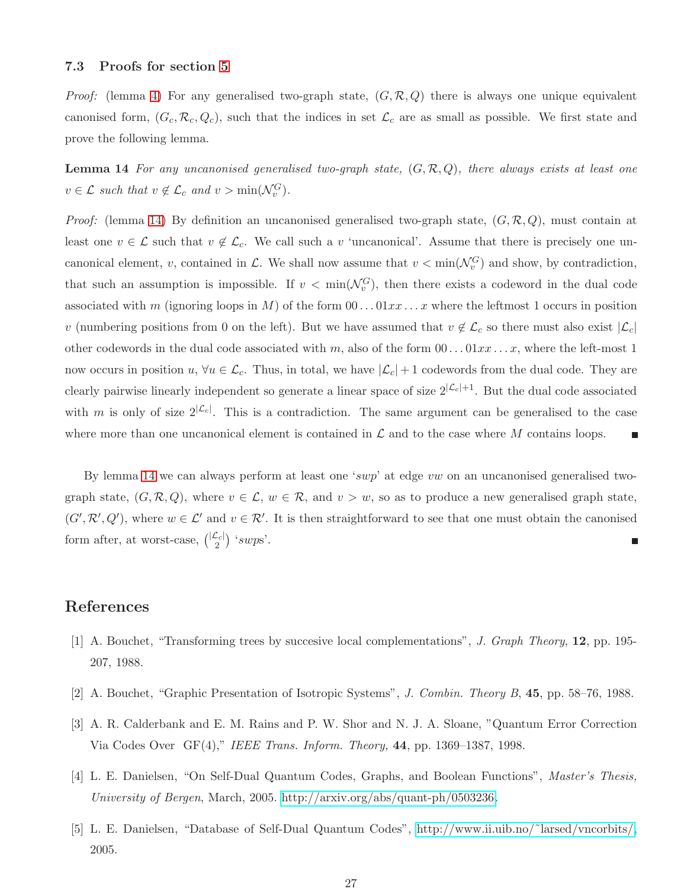### 7.3 Proofs for section 5

*Proof:* (lemma 4) For any generalised two-graph state, $(G, \mathcal{R}, Q)$ there is always one unique equivalent canonised form, $(G_c, \mathcal{R}_c, Q_c)$, such that the indices in set $\mathcal{L}_c$ are as small as possible. We first state and prove the following lemma.

**Lemma 14** *For any uncanonised generalised two-graph state, $(G, \mathcal{R}, Q)$, there always exists at least one $v \in \mathcal{L}$ such that $v \notin \mathcal{L}_c$ and $v > \min(\mathcal{N}_v^G)$.*

*Proof:* (lemma 14) By definition an uncanonised generalised two-graph state, $(G, \mathcal{R}, Q)$, must contain at least one $v \in \mathcal{L}$ such that $v \notin \mathcal{L}_c$. We call such a $v$ 'uncanonical'. Assume that there is precisely one uncanonical element, $v$, contained in $\mathcal{L}$. We shall now assume that $v < \min(\mathcal{N}_v^G)$ and show, by contradiction, that such an assumption is impossible. If $v < \min(\mathcal{N}_v^G)$, then there exists a codeword in the dual code associated with $m$ (ignoring loops in $M$) of the form $00\ldots01xx\ldots x$ where the leftmost 1 occurs in position $v$ (numbering positions from 0 on the left). But we have assumed that $v \notin \mathcal{L}_c$ so there must also exist $|\mathcal{L}_c|$ other codewords in the dual code associated with $m$, also of the form $00\ldots01xx\ldots x$, where the left-most 1 now occurs in position $u$, $\forall u \in \mathcal{L}_c$. Thus, in total, we have $|\mathcal{L}_c| + 1$ codewords from the dual code. They are clearly pairwise linearly independent so generate a linear space of size $2^{|\mathcal{L}_c|+1}$. But the dual code associated with $m$ is only of size $2^{|\mathcal{L}_c|}$. This is a contradiction. The same argument can be generalised to the case where more than one uncanonical element is contained in $\mathcal{L}$ and to the case where $M$ contains loops. ∎

By lemma 14 we can always perform at least one '*swp*' at edge $vw$ on an uncanonised generalised two-graph state, $(G, \mathcal{R}, Q)$, where $v \in \mathcal{L}$, $w \in \mathcal{R}$, and $v > w$, so as to produce a new generalised graph state, $(G', \mathcal{R}', Q')$, where $w \in \mathcal{L}'$ and $v \in \mathcal{R}'$. It is then straightforward to see that one must obtain the canonised form after, at worst-case, $\binom{|\mathcal{L}_c|}{2}$ '*swp*s'. ∎

## References

[1] A. Bouchet, "Transforming trees by succesive local complementations", *J. Graph Theory*, **12**, pp. 195-207, 1988.

[2] A. Bouchet, "Graphic Presentation of Isotropic Systems", *J. Combin. Theory B*, **45**, pp. 58–76, 1988.

[3] A. R. Calderbank and E. M. Rains and P. W. Shor and N. J. A. Sloane, "Quantum Error Correction Via Codes Over GF(4)," *IEEE Trans. Inform. Theory,* **44**, pp. 1369–1387, 1998.

[4] L. E. Danielsen, "On Self-Dual Quantum Codes, Graphs, and Boolean Functions", *Master's Thesis, University of Bergen*, March, 2005. http://arxiv.org/abs/quant-ph/0503236.

[5] L. E. Danielsen, "Database of Self-Dual Quantum Codes", http://www.ii.uib.no/~larsed/vncorbits/, 2005.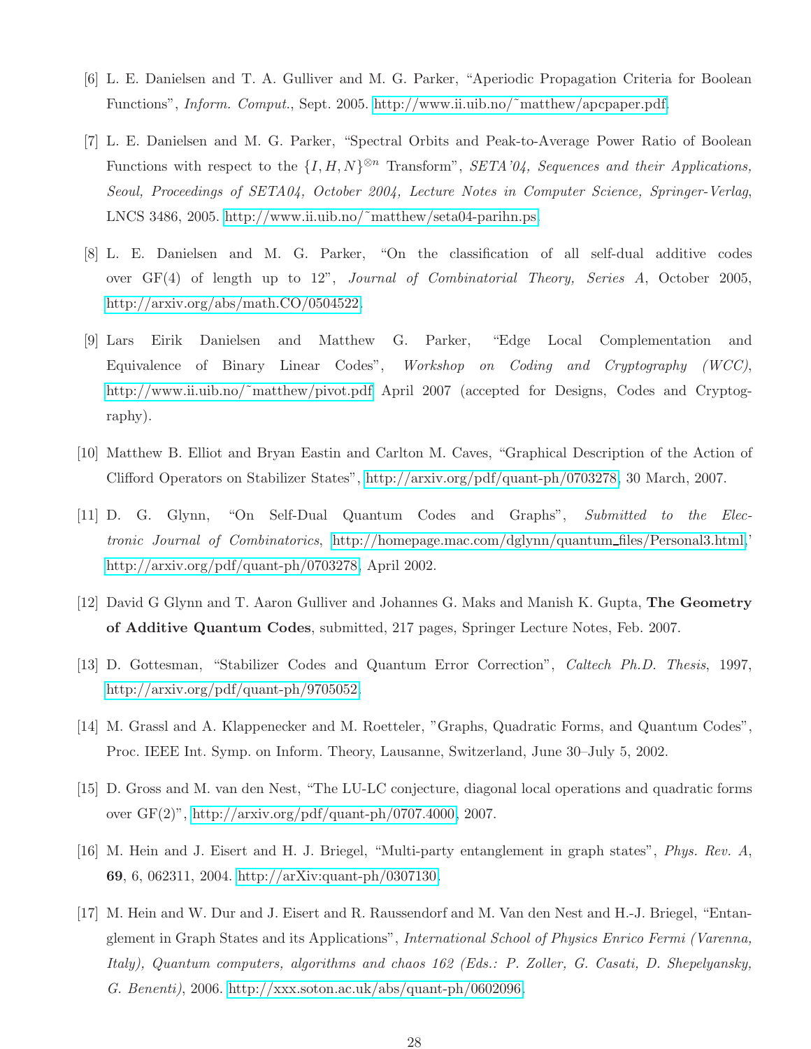[6] L. E. Danielsen and T. A. Gulliver and M. G. Parker, "Aperiodic Propagation Criteria for Boolean Functions", *Inform. Comput.*, Sept. 2005. http://www.ii.uib.no/~matthew/apcpaper.pdf.

[7] L. E. Danielsen and M. G. Parker, "Spectral Orbits and Peak-to-Average Power Ratio of Boolean Functions with respect to the $\{I, H, N\}^{\otimes n}$ Transform", *SETA'04, Sequences and their Applications, Seoul, Proceedings of SETA04, October 2004, Lecture Notes in Computer Science, Springer-Verlag*, LNCS 3486, 2005. http://www.ii.uib.no/~matthew/seta04-parihn.ps.

[8] L. E. Danielsen and M. G. Parker, "On the classification of all self-dual additive codes over GF(4) of length up to 12", *Journal of Combinatorial Theory, Series A*, October 2005, http://arxiv.org/abs/math.CO/0504522.

[9] Lars Eirik Danielsen and Matthew G. Parker, "Edge Local Complementation and Equivalence of Binary Linear Codes", *Workshop on Coding and Cryptography (WCC)*, http://www.ii.uib.no/~matthew/pivot.pdf April 2007 (accepted for Designs, Codes and Cryptography).

[10] Matthew B. Elliot and Bryan Eastin and Carlton M. Caves, "Graphical Description of the Action of Clifford Operators on Stabilizer States", http://arxiv.org/pdf/quant-ph/0703278, 30 March, 2007.

[11] D. G. Glynn, "On Self-Dual Quantum Codes and Graphs", *Submitted to the Electronic Journal of Combinatorics*, http://homepage.mac.com/dglynn/quantum_files/Personal3.html,' http://arxiv.org/pdf/quant-ph/0703278, April 2002.

[12] David G Glynn and T. Aaron Gulliver and Johannes G. Maks and Manish K. Gupta, **The Geometry of Additive Quantum Codes**, submitted, 217 pages, Springer Lecture Notes, Feb. 2007.

[13] D. Gottesman, "Stabilizer Codes and Quantum Error Correction", *Caltech Ph.D. Thesis*, 1997, http://arxiv.org/pdf/quant-ph/9705052.

[14] M. Grassl and A. Klappenecker and M. Roetteler, "Graphs, Quadratic Forms, and Quantum Codes", Proc. IEEE Int. Symp. on Inform. Theory, Lausanne, Switzerland, June 30–July 5, 2002.

[15] D. Gross and M. van den Nest, "The LU-LC conjecture, diagonal local operations and quadratic forms over GF(2)", http://arxiv.org/pdf/quant-ph/0707.4000, 2007.

[16] M. Hein and J. Eisert and H. J. Briegel, "Multi-party entanglement in graph states", *Phys. Rev. A*, **69**, 6, 062311, 2004. http://arXiv:quant-ph/0307130.

[17] M. Hein and W. Dur and J. Eisert and R. Raussendorf and M. Van den Nest and H.-J. Briegel, "Entanglement in Graph States and its Applications", *International School of Physics Enrico Fermi (Varenna, Italy), Quantum computers, algorithms and chaos 162 (Eds.: P. Zoller, G. Casati, D. Shepelyansky, G. Benenti)*, 2006. http://xxx.soton.ac.uk/abs/quant-ph/0602096.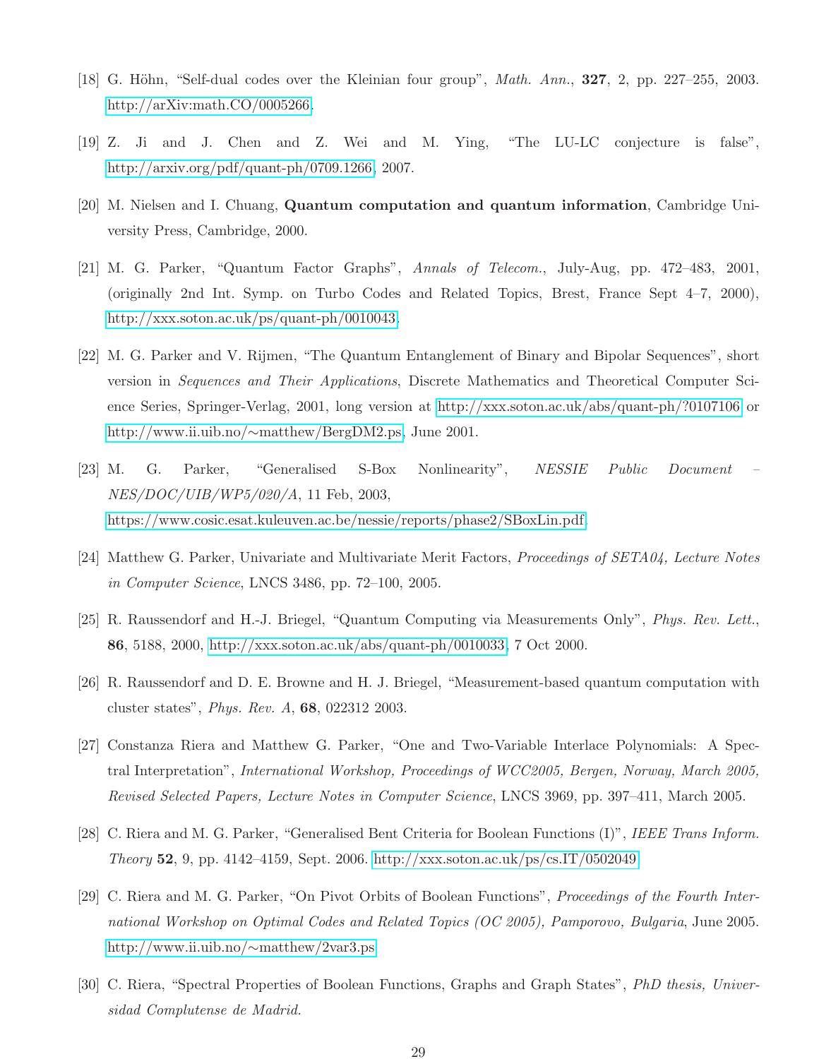[18] G. Höhn, “Self-dual codes over the Kleinian four group”, *Math. Ann.*, **327**, 2, pp. 227–255, 2003. http://arXiv:math.CO/0005266.

[19] Z. Ji and J. Chen and Z. Wei and M. Ying, “The LU-LC conjecture is false”, http://arxiv.org/pdf/quant-ph/0709.1266, 2007.

[20] M. Nielsen and I. Chuang, **Quantum computation and quantum information**, Cambridge University Press, Cambridge, 2000.

[21] M. G. Parker, “Quantum Factor Graphs”, *Annals of Telecom.*, July-Aug, pp. 472–483, 2001, (originally 2nd Int. Symp. on Turbo Codes and Related Topics, Brest, France Sept 4–7, 2000), http://xxx.soton.ac.uk/ps/quant-ph/0010043.

[22] M. G. Parker and V. Rijmen, “The Quantum Entanglement of Binary and Bipolar Sequences”, short version in *Sequences and Their Applications*, Discrete Mathematics and Theoretical Computer Science Series, Springer-Verlag, 2001, long version at http://xxx.soton.ac.uk/abs/quant-ph/?0107106 or http://www.ii.uib.no/∼matthew/BergDM2.ps, June 2001.

[23] M. G. Parker, “Generalised S-Box Nonlinearity”, *NESSIE Public Document – NES/DOC/UIB/WP5/020/A*, 11 Feb, 2003, https://www.cosic.esat.kuleuven.ac.be/nessie/reports/phase2/SBoxLin.pdf.

[24] Matthew G. Parker, Univariate and Multivariate Merit Factors, *Proceedings of SETA04, Lecture Notes in Computer Science*, LNCS 3486, pp. 72–100, 2005.

[25] R. Raussendorf and H.-J. Briegel, “Quantum Computing via Measurements Only”, *Phys. Rev. Lett.*, **86**, 5188, 2000, http://xxx.soton.ac.uk/abs/quant-ph/0010033, 7 Oct 2000.

[26] R. Raussendorf and D. E. Browne and H. J. Briegel, “Measurement-based quantum computation with cluster states”, *Phys. Rev. A*, **68**, 022312 2003.

[27] Constanza Riera and Matthew G. Parker, “One and Two-Variable Interlace Polynomials: A Spectral Interpretation”, *International Workshop, Proceedings of WCC2005, Bergen, Norway, March 2005, Revised Selected Papers, Lecture Notes in Computer Science*, LNCS 3969, pp. 397–411, March 2005.

[28] C. Riera and M. G. Parker, “Generalised Bent Criteria for Boolean Functions (I)”, *IEEE Trans Inform. Theory* **52**, 9, pp. 4142–4159, Sept. 2006. http://xxx.soton.ac.uk/ps/cs.IT/0502049

[29] C. Riera and M. G. Parker, “On Pivot Orbits of Boolean Functions”, *Proceedings of the Fourth International Workshop on Optimal Codes and Related Topics (OC 2005), Pamporovo, Bulgaria*, June 2005. http://www.ii.uib.no/∼matthew/2var3.ps

[30] C. Riera, “Spectral Properties of Boolean Functions, Graphs and Graph States”, *PhD thesis, Universidad Complutense de Madrid.*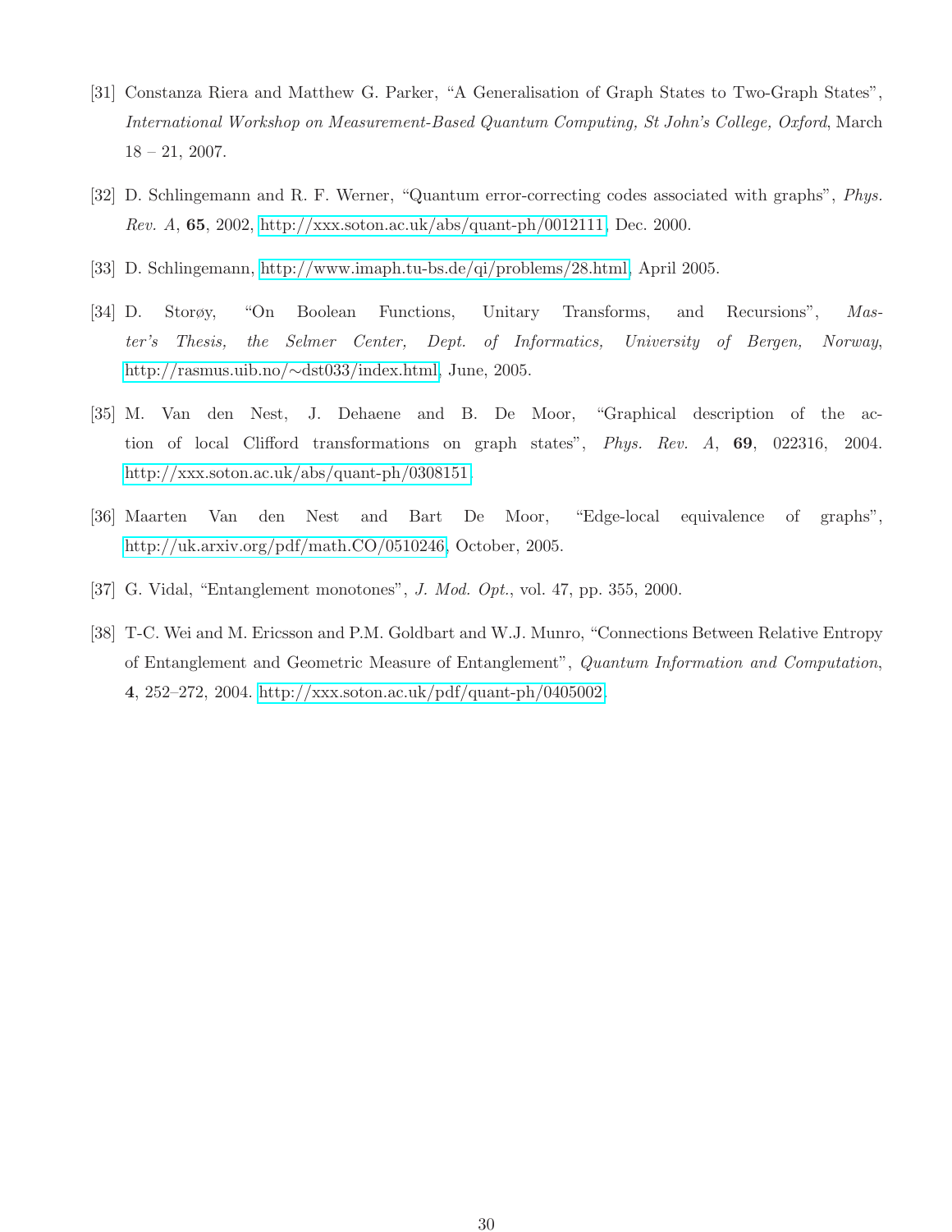[31] Constanza Riera and Matthew G. Parker, "A Generalisation of Graph States to Two-Graph States", *International Workshop on Measurement-Based Quantum Computing, St John's College, Oxford*, March 18 – 21, 2007.

[32] D. Schlingemann and R. F. Werner, "Quantum error-correcting codes associated with graphs", *Phys. Rev. A*, **65**, 2002, http://xxx.soton.ac.uk/abs/quant-ph/0012111, Dec. 2000.

[33] D. Schlingemann, http://www.imaph.tu-bs.de/qi/problems/28.html, April 2005.

[34] D. Storøy, "On Boolean Functions, Unitary Transforms, and Recursions", *Master's Thesis, the Selmer Center, Dept. of Informatics, University of Bergen, Norway*, http://rasmus.uib.no/∼dst033/index.html, June, 2005.

[35] M. Van den Nest, J. Dehaene and B. De Moor, "Graphical description of the action of local Clifford transformations on graph states", *Phys. Rev. A*, **69**, 022316, 2004. http://xxx.soton.ac.uk/abs/quant-ph/0308151.

[36] Maarten Van den Nest and Bart De Moor, "Edge-local equivalence of graphs", http://uk.arxiv.org/pdf/math.CO/0510246, October, 2005.

[37] G. Vidal, "Entanglement monotones", *J. Mod. Opt.*, vol. 47, pp. 355, 2000.

[38] T-C. Wei and M. Ericsson and P.M. Goldbart and W.J. Munro, "Connections Between Relative Entropy of Entanglement and Geometric Measure of Entanglement", *Quantum Information and Computation*, **4**, 252–272, 2004. http://xxx.soton.ac.uk/pdf/quant-ph/0405002.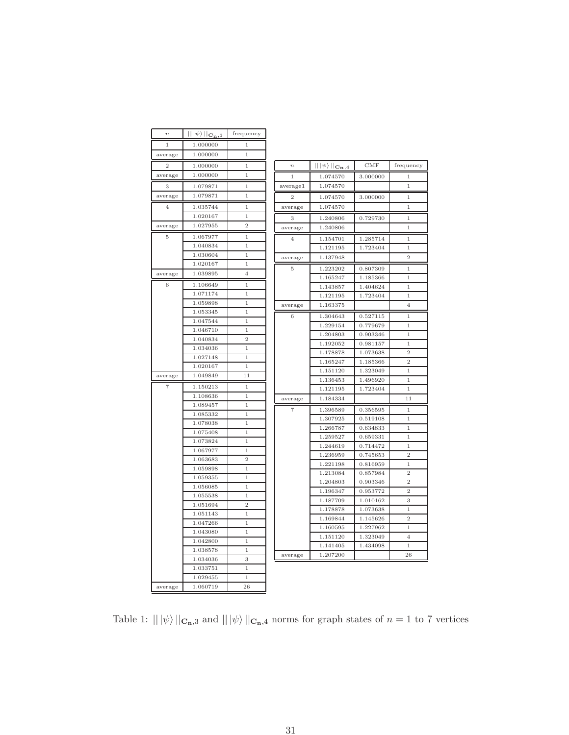| $n$ | $\|\|\,\|\psi\rangle\,\|\|_{\mathbf{C_n},3}$ | frequency |
|---|---|---|
| 1 | 1.000000 | 1 |
| average | 1.000000 | 1 |
| 2 | 1.000000 | 1 |
| average | 1.000000 | 1 |
| 3 | 1.079871 | 1 |
| average | 1.079871 | 1 |
| 4 | 1.035744 | 1 |
| | 1.020167 | 1 |
| average | 1.027955 | 2 |
| 5 | 1.067977 | 1 |
| | 1.040834 | 1 |
| | 1.030604 | 1 |
| | 1.020167 | 1 |
| average | 1.039895 | 4 |
| 6 | 1.106649 | 1 |
| | 1.071174 | 1 |
| | 1.059898 | 1 |
| | 1.053345 | 1 |
| | 1.047544 | 1 |
| | 1.046710 | 1 |
| | 1.040834 | 2 |
| | 1.034036 | 1 |
| | 1.027148 | 1 |
| | 1.020167 | 1 |
| average | 1.049849 | 11 |
| 7 | 1.150213 | 1 |
| | 1.108636 | 1 |
| | 1.089457 | 1 |
| | 1.085332 | 1 |
| | 1.078038 | 1 |
| | 1.075408 | 1 |
| | 1.073824 | 1 |
| | 1.067977 | 1 |
| | 1.063683 | 2 |
| | 1.059898 | 1 |
| | 1.059355 | 1 |
| | 1.056085 | 1 |
| | 1.055538 | 1 |
| | 1.051694 | 2 |
| | 1.051143 | 1 |
| | 1.047266 | 1 |
| | 1.043080 | 1 |
| | 1.042800 | 1 |
| | 1.038578 | 1 |
| | 1.034036 | 3 |
| | 1.033751 | 1 |
| | 1.029455 | 1 |
| average | 1.060719 | 26 |

| $n$ | $\|\|\,\|\psi\rangle\,\|\|_{\mathbf{C_n},4}$ | CMF | frequency |
|---|---|---|---|
| 1 | 1.074570 | 3.000000 | 1 |
| average1 | 1.074570 | | 1 |
| 2 | 1.074570 | 3.000000 | 1 |
| average | 1.074570 | | 1 |
| 3 | 1.240806 | 0.729730 | 1 |
| average | 1.240806 | | 1 |
| 4 | 1.154701 | 1.285714 | 1 |
| | 1.121195 | 1.723404 | 1 |
| average | 1.137948 | | 2 |
| 5 | 1.223202 | 0.807309 | 1 |
| | 1.165247 | 1.185366 | 1 |
| | 1.143857 | 1.404624 | 1 |
| | 1.121195 | 1.723404 | 1 |
| average | 1.163375 | | 4 |
| 6 | 1.304643 | 0.527115 | 1 |
| | 1.229154 | 0.779679 | 1 |
| | 1.204803 | 0.903346 | 1 |
| | 1.192052 | 0.981157 | 1 |
| | 1.178878 | 1.073638 | 2 |
| | 1.165247 | 1.185366 | 2 |
| | 1.151120 | 1.323049 | 1 |
| | 1.136453 | 1.496920 | 1 |
| | 1.121195 | 1.723404 | 1 |
| average | 1.184334 | | 11 |
| 7 | 1.396589 | 0.356595 | 1 |
| | 1.307925 | 0.519108 | 1 |
| | 1.266787 | 0.634833 | 1 |
| | 1.259527 | 0.659331 | 1 |
| | 1.244619 | 0.714472 | 1 |
| | 1.236959 | 0.745653 | 2 |
| | 1.221198 | 0.816959 | 1 |
| | 1.213084 | 0.857984 | 2 |
| | 1.204803 | 0.903346 | 2 |
| | 1.196347 | 0.953772 | 2 |
| | 1.187709 | 1.010162 | 3 |
| | 1.178878 | 1.073638 | 1 |
| | 1.169844 | 1.145626 | 2 |
| | 1.160595 | 1.227962 | 1 |
| | 1.151120 | 1.323049 | 4 |
| | 1.141405 | 1.434098 | 1 |
| average | 1.207200 | | 26 |

Table 1: $||\,|\psi\rangle\,||_{\mathbf{C_n},3}$ and $||\,|\psi\rangle\,||_{\mathbf{C_n},4}$ norms for graph states of $n = 1$ to 7 vertices